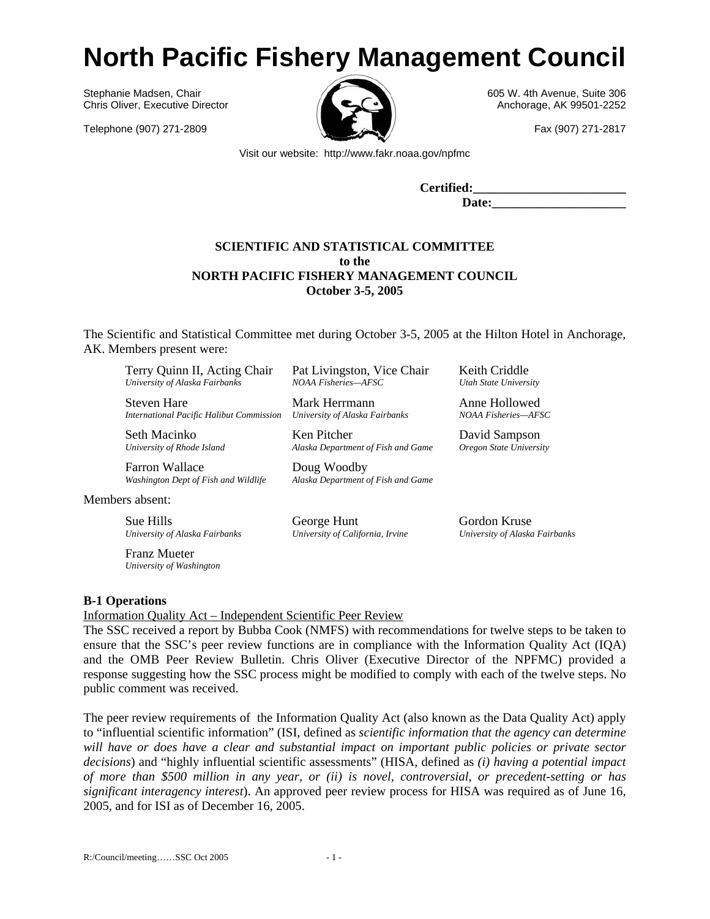# North Pacific Fishery Management Council

Stephanie Madsen, Chair
Chris Oliver, Executive Director

605 W. 4th Avenue, Suite 306
Anchorage, AK 99501-2252

Telephone (907) 271-2809

Fax (907) 271-2817

Visit our website: http://www.fakr.noaa.gov/npfmc

**Certified:________________________**
**Date:_____________________**

**SCIENTIFIC AND STATISTICAL COMMITTEE**
**to the**
**NORTH PACIFIC FISHERY MANAGEMENT COUNCIL**
**October 3-5, 2005**

The Scientific and Statistical Committee met during October 3-5, 2005 at the Hilton Hotel in Anchorage, AK. Members present were:

| | | |
|---|---|---|
| Terry Quinn II, Acting Chair<br>*University of Alaska Fairbanks* | Pat Livingston, Vice Chair<br>*NOAA Fisheries—AFSC* | Keith Criddle<br>*Utah State University* |
| Steven Hare<br>*International Pacific Halibut Commission* | Mark Herrmann<br>*University of Alaska Fairbanks* | Anne Hollowed<br>*NOAA Fisheries—AFSC* |
| Seth Macinko<br>*University of Rhode Island* | Ken Pitcher<br>*Alaska Department of Fish and Game* | David Sampson<br>*Oregon State University* |
| Farron Wallace<br>*Washington Dept of Fish and Wildlife* | Doug Woodby<br>*Alaska Department of Fish and Game* | |

Members absent:

| | | |
|---|---|---|
| Sue Hills<br>*University of Alaska Fairbanks* | George Hunt<br>*University of California, Irvine* | Gordon Kruse<br>*University of Alaska Fairbanks* |
| Franz Mueter<br>*University of Washington* | | |

**B-1 Operations**

Information Quality Act – Independent Scientific Peer Review

The SSC received a report by Bubba Cook (NMFS) with recommendations for twelve steps to be taken to ensure that the SSC's peer review functions are in compliance with the Information Quality Act (IQA) and the OMB Peer Review Bulletin. Chris Oliver (Executive Director of the NPFMC) provided a response suggesting how the SSC process might be modified to comply with each of the twelve steps. No public comment was received.

The peer review requirements of the Information Quality Act (also known as the Data Quality Act) apply to "influential scientific information" (ISI, defined as *scientific information that the agency can determine will have or does have a clear and substantial impact on important public policies or private sector decisions*) and "highly influential scientific assessments" (HISA, defined as *(i) having a potential impact of more than $500 million in any year, or (ii) is novel, controversial, or precedent-setting or has significant interagency interest*). An approved peer review process for HISA was required as of June 16, 2005, and for ISI as of December 16, 2005.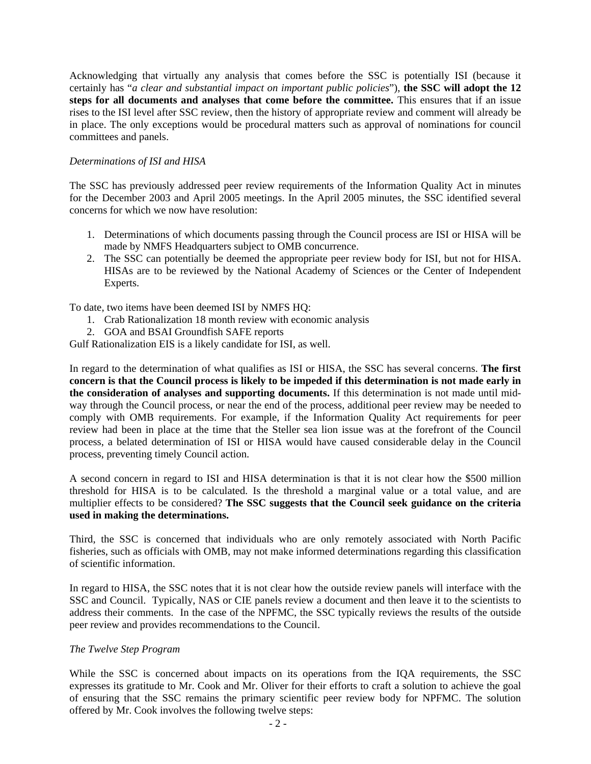Acknowledging that virtually any analysis that comes before the SSC is potentially ISI (because it certainly has "*a clear and substantial impact on important public policies*"), **the SSC will adopt the 12 steps for all documents and analyses that come before the committee.** This ensures that if an issue rises to the ISI level after SSC review, then the history of appropriate review and comment will already be in place. The only exceptions would be procedural matters such as approval of nominations for council committees and panels.

*Determinations of ISI and HISA*

The SSC has previously addressed peer review requirements of the Information Quality Act in minutes for the December 2003 and April 2005 meetings. In the April 2005 minutes, the SSC identified several concerns for which we now have resolution:

1. Determinations of which documents passing through the Council process are ISI or HISA will be made by NMFS Headquarters subject to OMB concurrence.
2. The SSC can potentially be deemed the appropriate peer review body for ISI, but not for HISA. HISAs are to be reviewed by the National Academy of Sciences or the Center of Independent Experts.

To date, two items have been deemed ISI by NMFS HQ:

1. Crab Rationalization 18 month review with economic analysis
2. GOA and BSAI Groundfish SAFE reports

Gulf Rationalization EIS is a likely candidate for ISI, as well.

In regard to the determination of what qualifies as ISI or HISA, the SSC has several concerns. **The first concern is that the Council process is likely to be impeded if this determination is not made early in the consideration of analyses and supporting documents.** If this determination is not made until mid-way through the Council process, or near the end of the process, additional peer review may be needed to comply with OMB requirements. For example, if the Information Quality Act requirements for peer review had been in place at the time that the Steller sea lion issue was at the forefront of the Council process, a belated determination of ISI or HISA would have caused considerable delay in the Council process, preventing timely Council action.

A second concern in regard to ISI and HISA determination is that it is not clear how the $500 million threshold for HISA is to be calculated. Is the threshold a marginal value or a total value, and are multiplier effects to be considered? **The SSC suggests that the Council seek guidance on the criteria used in making the determinations.**

Third, the SSC is concerned that individuals who are only remotely associated with North Pacific fisheries, such as officials with OMB, may not make informed determinations regarding this classification of scientific information.

In regard to HISA, the SSC notes that it is not clear how the outside review panels will interface with the SSC and Council. Typically, NAS or CIE panels review a document and then leave it to the scientists to address their comments. In the case of the NPFMC, the SSC typically reviews the results of the outside peer review and provides recommendations to the Council.

*The Twelve Step Program*

While the SSC is concerned about impacts on its operations from the IQA requirements, the SSC expresses its gratitude to Mr. Cook and Mr. Oliver for their efforts to craft a solution to achieve the goal of ensuring that the SSC remains the primary scientific peer review body for NPFMC. The solution offered by Mr. Cook involves the following twelve steps: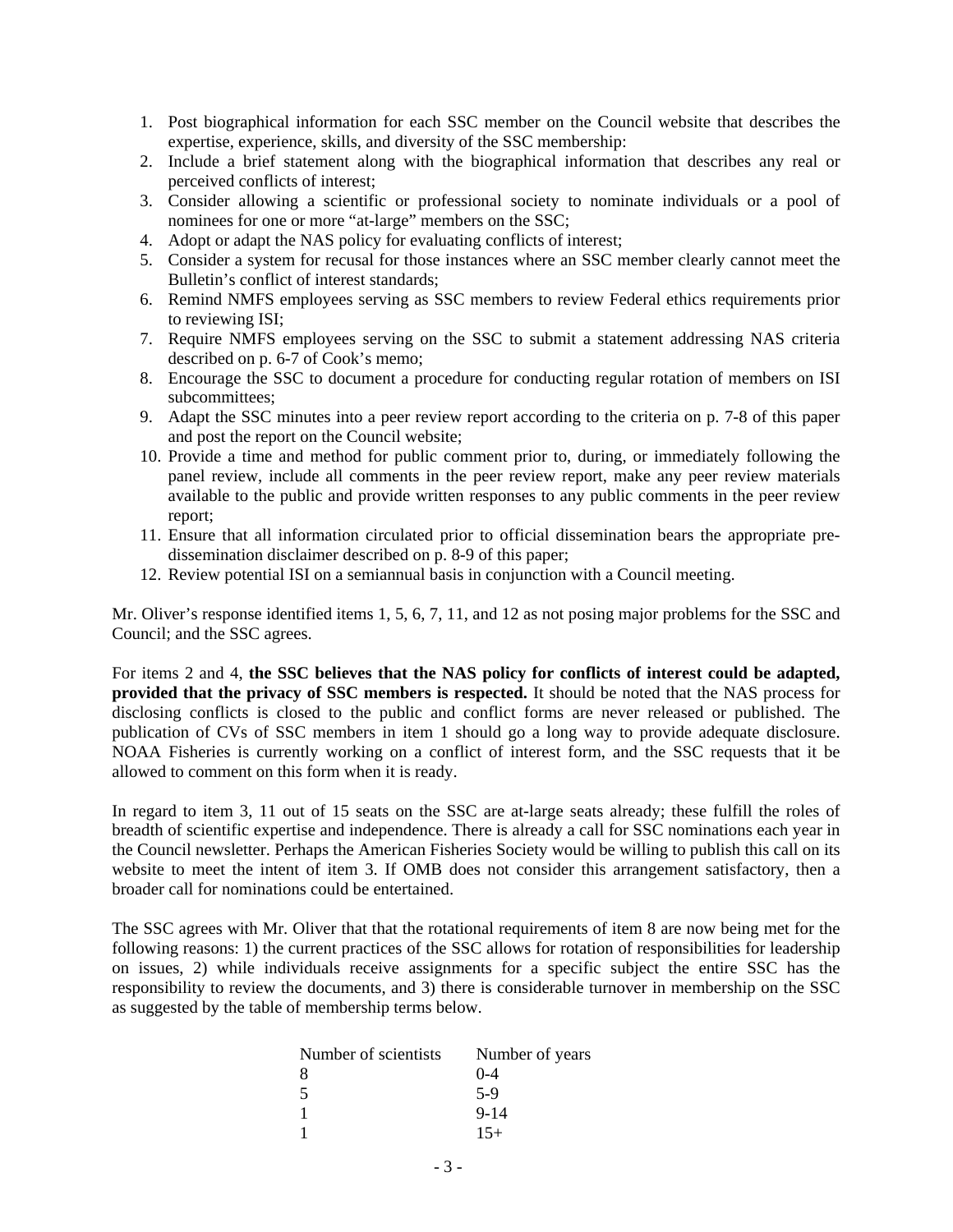1. Post biographical information for each SSC member on the Council website that describes the expertise, experience, skills, and diversity of the SSC membership:
2. Include a brief statement along with the biographical information that describes any real or perceived conflicts of interest;
3. Consider allowing a scientific or professional society to nominate individuals or a pool of nominees for one or more "at-large" members on the SSC;
4. Adopt or adapt the NAS policy for evaluating conflicts of interest;
5. Consider a system for recusal for those instances where an SSC member clearly cannot meet the Bulletin's conflict of interest standards;
6. Remind NMFS employees serving as SSC members to review Federal ethics requirements prior to reviewing ISI;
7. Require NMFS employees serving on the SSC to submit a statement addressing NAS criteria described on p. 6-7 of Cook's memo;
8. Encourage the SSC to document a procedure for conducting regular rotation of members on ISI subcommittees;
9. Adapt the SSC minutes into a peer review report according to the criteria on p. 7-8 of this paper and post the report on the Council website;
10. Provide a time and method for public comment prior to, during, or immediately following the panel review, include all comments in the peer review report, make any peer review materials available to the public and provide written responses to any public comments in the peer review report;
11. Ensure that all information circulated prior to official dissemination bears the appropriate pre-dissemination disclaimer described on p. 8-9 of this paper;
12. Review potential ISI on a semiannual basis in conjunction with a Council meeting.

Mr. Oliver's response identified items 1, 5, 6, 7, 11, and 12 as not posing major problems for the SSC and Council; and the SSC agrees.

For items 2 and 4, **the SSC believes that the NAS policy for conflicts of interest could be adapted, provided that the privacy of SSC members is respected.** It should be noted that the NAS process for disclosing conflicts is closed to the public and conflict forms are never released or published. The publication of CVs of SSC members in item 1 should go a long way to provide adequate disclosure. NOAA Fisheries is currently working on a conflict of interest form, and the SSC requests that it be allowed to comment on this form when it is ready.

In regard to item 3, 11 out of 15 seats on the SSC are at-large seats already; these fulfill the roles of breadth of scientific expertise and independence. There is already a call for SSC nominations each year in the Council newsletter. Perhaps the American Fisheries Society would be willing to publish this call on its website to meet the intent of item 3. If OMB does not consider this arrangement satisfactory, then a broader call for nominations could be entertained.

The SSC agrees with Mr. Oliver that that the rotational requirements of item 8 are now being met for the following reasons: 1) the current practices of the SSC allows for rotation of responsibilities for leadership on issues, 2) while individuals receive assignments for a specific subject the entire SSC has the responsibility to review the documents, and 3) there is considerable turnover in membership on the SSC as suggested by the table of membership terms below.

| Number of scientists | Number of years |
|---|---|
| 8 | 0-4 |
| 5 | 5-9 |
| 1 | 9-14 |
| 1 | 15+ |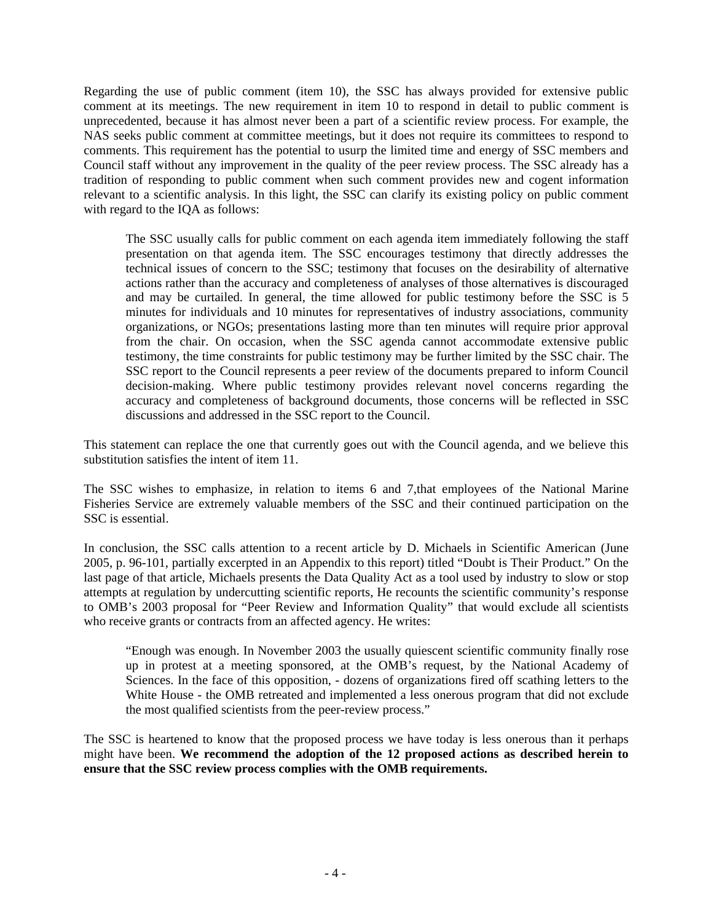Regarding the use of public comment (item 10), the SSC has always provided for extensive public comment at its meetings. The new requirement in item 10 to respond in detail to public comment is unprecedented, because it has almost never been a part of a scientific review process. For example, the NAS seeks public comment at committee meetings, but it does not require its committees to respond to comments. This requirement has the potential to usurp the limited time and energy of SSC members and Council staff without any improvement in the quality of the peer review process. The SSC already has a tradition of responding to public comment when such comment provides new and cogent information relevant to a scientific analysis. In this light, the SSC can clarify its existing policy on public comment with regard to the IQA as follows:

> The SSC usually calls for public comment on each agenda item immediately following the staff presentation on that agenda item. The SSC encourages testimony that directly addresses the technical issues of concern to the SSC; testimony that focuses on the desirability of alternative actions rather than the accuracy and completeness of analyses of those alternatives is discouraged and may be curtailed. In general, the time allowed for public testimony before the SSC is 5 minutes for individuals and 10 minutes for representatives of industry associations, community organizations, or NGOs; presentations lasting more than ten minutes will require prior approval from the chair. On occasion, when the SSC agenda cannot accommodate extensive public testimony, the time constraints for public testimony may be further limited by the SSC chair. The SSC report to the Council represents a peer review of the documents prepared to inform Council decision-making. Where public testimony provides relevant novel concerns regarding the accuracy and completeness of background documents, those concerns will be reflected in SSC discussions and addressed in the SSC report to the Council.

This statement can replace the one that currently goes out with the Council agenda, and we believe this substitution satisfies the intent of item 11.

The SSC wishes to emphasize, in relation to items 6 and 7,that employees of the National Marine Fisheries Service are extremely valuable members of the SSC and their continued participation on the SSC is essential.

In conclusion, the SSC calls attention to a recent article by D. Michaels in Scientific American (June 2005, p. 96-101, partially excerpted in an Appendix to this report) titled "Doubt is Their Product." On the last page of that article, Michaels presents the Data Quality Act as a tool used by industry to slow or stop attempts at regulation by undercutting scientific reports, He recounts the scientific community's response to OMB's 2003 proposal for "Peer Review and Information Quality" that would exclude all scientists who receive grants or contracts from an affected agency. He writes:

> "Enough was enough. In November 2003 the usually quiescent scientific community finally rose up in protest at a meeting sponsored, at the OMB's request, by the National Academy of Sciences. In the face of this opposition, - dozens of organizations fired off scathing letters to the White House - the OMB retreated and implemented a less onerous program that did not exclude the most qualified scientists from the peer-review process."

The SSC is heartened to know that the proposed process we have today is less onerous than it perhaps might have been. **We recommend the adoption of the 12 proposed actions as described herein to ensure that the SSC review process complies with the OMB requirements.**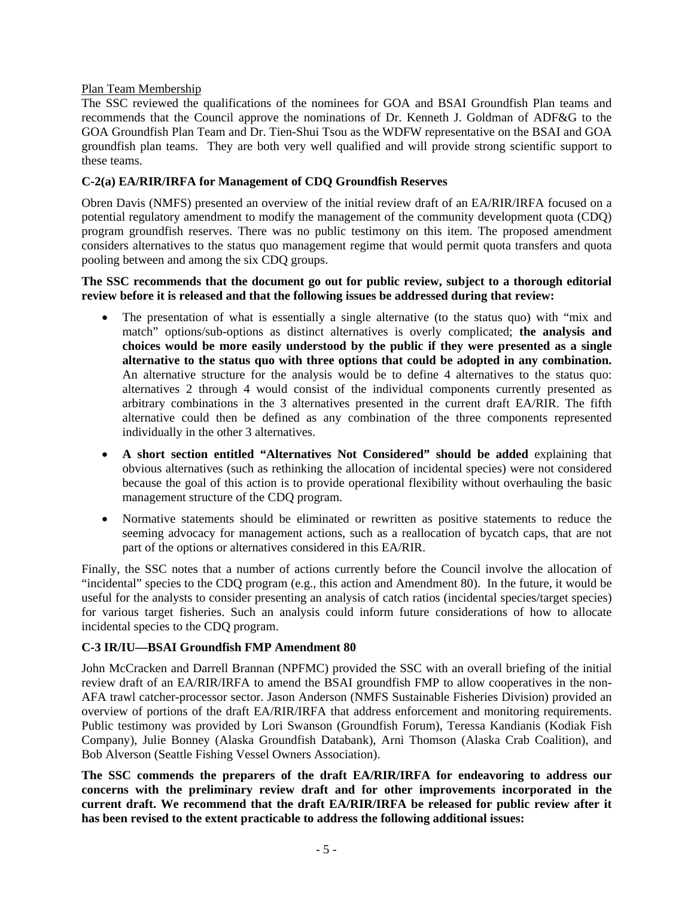Plan Team Membership

The SSC reviewed the qualifications of the nominees for GOA and BSAI Groundfish Plan teams and recommends that the Council approve the nominations of Dr. Kenneth J. Goldman of ADF&G to the GOA Groundfish Plan Team and Dr. Tien-Shui Tsou as the WDFW representative on the BSAI and GOA groundfish plan teams. They are both very well qualified and will provide strong scientific support to these teams.

### C-2(a) EA/RIR/IRFA for Management of CDQ Groundfish Reserves

Obren Davis (NMFS) presented an overview of the initial review draft of an EA/RIR/IRFA focused on a potential regulatory amendment to modify the management of the community development quota (CDQ) program groundfish reserves. There was no public testimony on this item. The proposed amendment considers alternatives to the status quo management regime that would permit quota transfers and quota pooling between and among the six CDQ groups.

**The SSC recommends that the document go out for public review, subject to a thorough editorial review before it is released and that the following issues be addressed during that review:**

- The presentation of what is essentially a single alternative (to the status quo) with "mix and match" options/sub-options as distinct alternatives is overly complicated; **the analysis and choices would be more easily understood by the public if they were presented as a single alternative to the status quo with three options that could be adopted in any combination.** An alternative structure for the analysis would be to define 4 alternatives to the status quo: alternatives 2 through 4 would consist of the individual components currently presented as arbitrary combinations in the 3 alternatives presented in the current draft EA/RIR. The fifth alternative could then be defined as any combination of the three components represented individually in the other 3 alternatives.
- **A short section entitled "Alternatives Not Considered" should be added** explaining that obvious alternatives (such as rethinking the allocation of incidental species) were not considered because the goal of this action is to provide operational flexibility without overhauling the basic management structure of the CDQ program.
- Normative statements should be eliminated or rewritten as positive statements to reduce the seeming advocacy for management actions, such as a reallocation of bycatch caps, that are not part of the options or alternatives considered in this EA/RIR.

Finally, the SSC notes that a number of actions currently before the Council involve the allocation of "incidental" species to the CDQ program (e.g., this action and Amendment 80). In the future, it would be useful for the analysts to consider presenting an analysis of catch ratios (incidental species/target species) for various target fisheries. Such an analysis could inform future considerations of how to allocate incidental species to the CDQ program.

### C-3 IR/IU—BSAI Groundfish FMP Amendment 80

John McCracken and Darrell Brannan (NPFMC) provided the SSC with an overall briefing of the initial review draft of an EA/RIR/IRFA to amend the BSAI groundfish FMP to allow cooperatives in the non-AFA trawl catcher-processor sector. Jason Anderson (NMFS Sustainable Fisheries Division) provided an overview of portions of the draft EA/RIR/IRFA that address enforcement and monitoring requirements. Public testimony was provided by Lori Swanson (Groundfish Forum), Teressa Kandianis (Kodiak Fish Company), Julie Bonney (Alaska Groundfish Databank), Arni Thomson (Alaska Crab Coalition), and Bob Alverson (Seattle Fishing Vessel Owners Association).

**The SSC commends the preparers of the draft EA/RIR/IRFA for endeavoring to address our concerns with the preliminary review draft and for other improvements incorporated in the current draft. We recommend that the draft EA/RIR/IRFA be released for public review after it has been revised to the extent practicable to address the following additional issues:**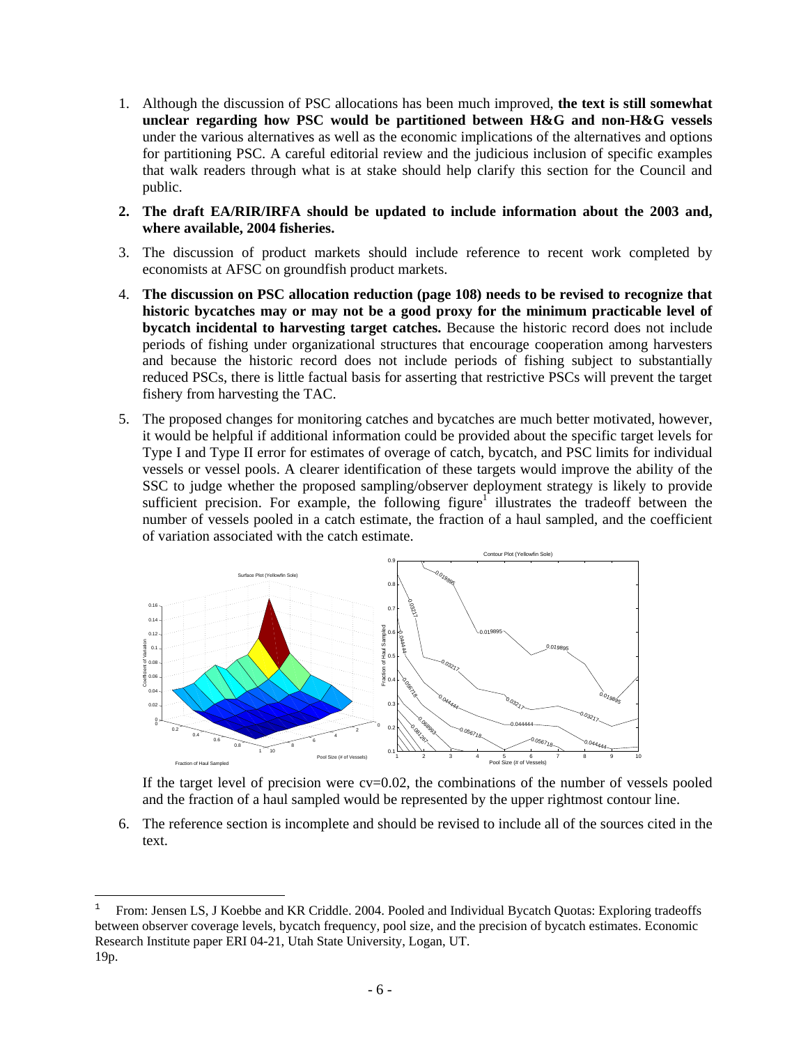1. Although the discussion of PSC allocations has been much improved, **the text is still somewhat unclear regarding how PSC would be partitioned between H&G and non-H&G vessels** under the various alternatives as well as the economic implications of the alternatives and options for partitioning PSC. A careful editorial review and the judicious inclusion of specific examples that walk readers through what is at stake should help clarify this section for the Council and public.

2. **The draft EA/RIR/IRFA should be updated to include information about the 2003 and, where available, 2004 fisheries.**

3. The discussion of product markets should include reference to recent work completed by economists at AFSC on groundfish product markets.

4. **The discussion on PSC allocation reduction (page 108) needs to be revised to recognize that historic bycatches may or may not be a good proxy for the minimum practicable level of bycatch incidental to harvesting target catches.** Because the historic record does not include periods of fishing under organizational structures that encourage cooperation among harvesters and because the historic record does not include periods of fishing subject to substantially reduced PSCs, there is little factual basis for asserting that restrictive PSCs will prevent the target fishery from harvesting the TAC.

5. The proposed changes for monitoring catches and bycatches are much better motivated, however, it would be helpful if additional information could be provided about the specific target levels for Type I and Type II error for estimates of overage of catch, bycatch, and PSC limits for individual vessels or vessel pools. A clearer identification of these targets would improve the ability of the SSC to judge whether the proposed sampling/observer deployment strategy is likely to provide sufficient precision. For example, the following figure[1] illustrates the tradeoff between the number of vessels pooled in a catch estimate, the fraction of a haul sampled, and the coefficient of variation associated with the catch estimate.

   If the target level of precision were cv=0.02, the combinations of the number of vessels pooled and the fraction of a haul sampled would be represented by the upper rightmost contour line.

6. The reference section is incomplete and should be revised to include all of the sources cited in the text.

---

[1] From: Jensen LS, J Koebbe and KR Criddle. 2004. Pooled and Individual Bycatch Quotas: Exploring tradeoffs between observer coverage levels, bycatch frequency, pool size, and the precision of bycatch estimates. Economic Research Institute paper ERI 04-21, Utah State University, Logan, UT. 19p.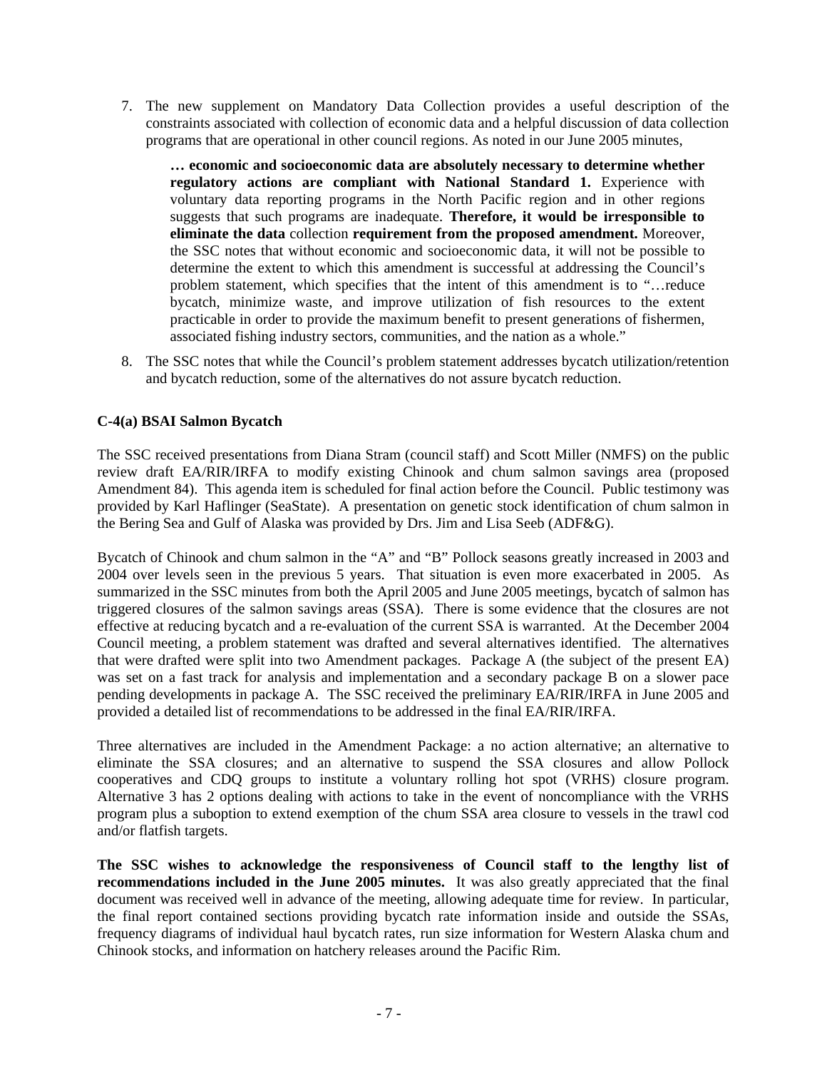7. The new supplement on Mandatory Data Collection provides a useful description of the constraints associated with collection of economic data and a helpful discussion of data collection programs that are operational in other council regions. As noted in our June 2005 minutes,

   > **… economic and socioeconomic data are absolutely necessary to determine whether regulatory actions are compliant with National Standard 1.** Experience with voluntary data reporting programs in the North Pacific region and in other regions suggests that such programs are inadequate. **Therefore, it would be irresponsible to eliminate the data** collection **requirement from the proposed amendment.** Moreover, the SSC notes that without economic and socioeconomic data, it will not be possible to determine the extent to which this amendment is successful at addressing the Council's problem statement, which specifies that the intent of this amendment is to "…reduce bycatch, minimize waste, and improve utilization of fish resources to the extent practicable in order to provide the maximum benefit to present generations of fishermen, associated fishing industry sectors, communities, and the nation as a whole."

8. The SSC notes that while the Council's problem statement addresses bycatch utilization/retention and bycatch reduction, some of the alternatives do not assure bycatch reduction.

### C-4(a) BSAI Salmon Bycatch

The SSC received presentations from Diana Stram (council staff) and Scott Miller (NMFS) on the public review draft EA/RIR/IRFA to modify existing Chinook and chum salmon savings area (proposed Amendment 84). This agenda item is scheduled for final action before the Council. Public testimony was provided by Karl Haflinger (SeaState). A presentation on genetic stock identification of chum salmon in the Bering Sea and Gulf of Alaska was provided by Drs. Jim and Lisa Seeb (ADF&G).

Bycatch of Chinook and chum salmon in the "A" and "B" Pollock seasons greatly increased in 2003 and 2004 over levels seen in the previous 5 years. That situation is even more exacerbated in 2005. As summarized in the SSC minutes from both the April 2005 and June 2005 meetings, bycatch of salmon has triggered closures of the salmon savings areas (SSA). There is some evidence that the closures are not effective at reducing bycatch and a re-evaluation of the current SSA is warranted. At the December 2004 Council meeting, a problem statement was drafted and several alternatives identified. The alternatives that were drafted were split into two Amendment packages. Package A (the subject of the present EA) was set on a fast track for analysis and implementation and a secondary package B on a slower pace pending developments in package A. The SSC received the preliminary EA/RIR/IRFA in June 2005 and provided a detailed list of recommendations to be addressed in the final EA/RIR/IRFA.

Three alternatives are included in the Amendment Package: a no action alternative; an alternative to eliminate the SSA closures; and an alternative to suspend the SSA closures and allow Pollock cooperatives and CDQ groups to institute a voluntary rolling hot spot (VRHS) closure program. Alternative 3 has 2 options dealing with actions to take in the event of noncompliance with the VRHS program plus a suboption to extend exemption of the chum SSA area closure to vessels in the trawl cod and/or flatfish targets.

**The SSC wishes to acknowledge the responsiveness of Council staff to the lengthy list of recommendations included in the June 2005 minutes.** It was also greatly appreciated that the final document was received well in advance of the meeting, allowing adequate time for review. In particular, the final report contained sections providing bycatch rate information inside and outside the SSAs, frequency diagrams of individual haul bycatch rates, run size information for Western Alaska chum and Chinook stocks, and information on hatchery releases around the Pacific Rim.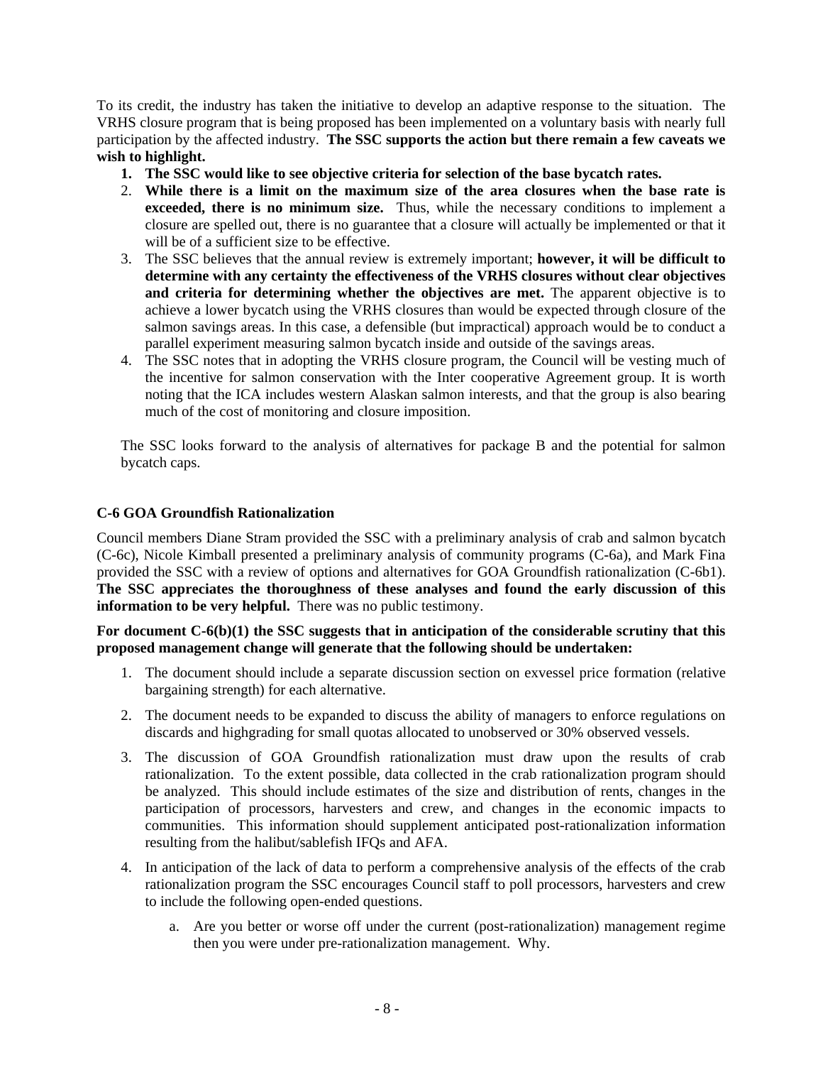To its credit, the industry has taken the initiative to develop an adaptive response to the situation. The VRHS closure program that is being proposed has been implemented on a voluntary basis with nearly full participation by the affected industry. **The SSC supports the action but there remain a few caveats we wish to highlight.**

1. **The SSC would like to see objective criteria for selection of the base bycatch rates.**
2. **While there is a limit on the maximum size of the area closures when the base rate is exceeded, there is no minimum size.** Thus, while the necessary conditions to implement a closure are spelled out, there is no guarantee that a closure will actually be implemented or that it will be of a sufficient size to be effective.
3. The SSC believes that the annual review is extremely important; **however, it will be difficult to determine with any certainty the effectiveness of the VRHS closures without clear objectives and criteria for determining whether the objectives are met.** The apparent objective is to achieve a lower bycatch using the VRHS closures than would be expected through closure of the salmon savings areas. In this case, a defensible (but impractical) approach would be to conduct a parallel experiment measuring salmon bycatch inside and outside of the savings areas.
4. The SSC notes that in adopting the VRHS closure program, the Council will be vesting much of the incentive for salmon conservation with the Inter cooperative Agreement group. It is worth noting that the ICA includes western Alaskan salmon interests, and that the group is also bearing much of the cost of monitoring and closure imposition.

The SSC looks forward to the analysis of alternatives for package B and the potential for salmon bycatch caps.

### C-6 GOA Groundfish Rationalization

Council members Diane Stram provided the SSC with a preliminary analysis of crab and salmon bycatch (C-6c), Nicole Kimball presented a preliminary analysis of community programs (C-6a), and Mark Fina provided the SSC with a review of options and alternatives for GOA Groundfish rationalization (C-6b1). **The SSC appreciates the thoroughness of these analyses and found the early discussion of this information to be very helpful.** There was no public testimony.

**For document C-6(b)(1) the SSC suggests that in anticipation of the considerable scrutiny that this proposed management change will generate that the following should be undertaken:**

1. The document should include a separate discussion section on exvessel price formation (relative bargaining strength) for each alternative.

2. The document needs to be expanded to discuss the ability of managers to enforce regulations on discards and highgrading for small quotas allocated to unobserved or 30% observed vessels.

3. The discussion of GOA Groundfish rationalization must draw upon the results of crab rationalization. To the extent possible, data collected in the crab rationalization program should be analyzed. This should include estimates of the size and distribution of rents, changes in the participation of processors, harvesters and crew, and changes in the economic impacts to communities. This information should supplement anticipated post-rationalization information resulting from the halibut/sablefish IFQs and AFA.

4. In anticipation of the lack of data to perform a comprehensive analysis of the effects of the crab rationalization program the SSC encourages Council staff to poll processors, harvesters and crew to include the following open-ended questions.

   a. Are you better or worse off under the current (post-rationalization) management regime then you were under pre-rationalization management. Why.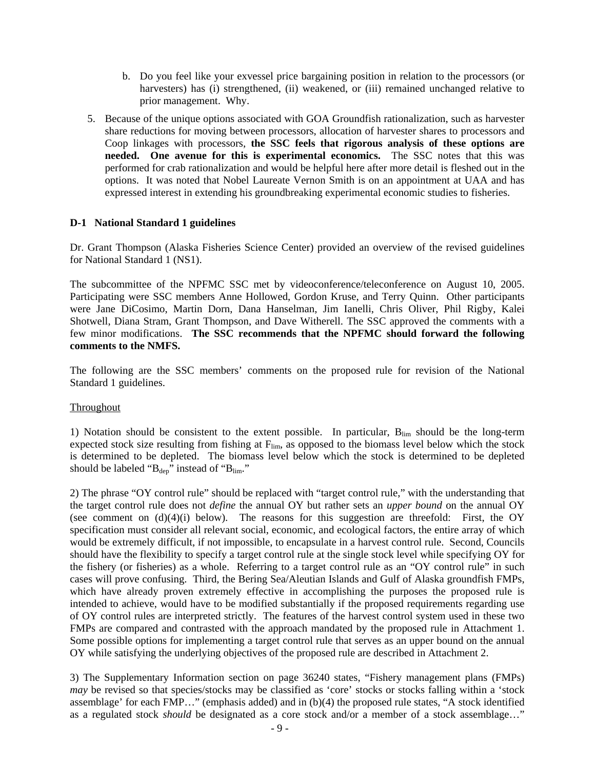b. Do you feel like your exvessel price bargaining position in relation to the processors (or harvesters) has (i) strengthened, (ii) weakened, or (iii) remained unchanged relative to prior management. Why.

5. Because of the unique options associated with GOA Groundfish rationalization, such as harvester share reductions for moving between processors, allocation of harvester shares to processors and Coop linkages with processors, **the SSC feels that rigorous analysis of these options are needed. One avenue for this is experimental economics.** The SSC notes that this was performed for crab rationalization and would be helpful here after more detail is fleshed out in the options. It was noted that Nobel Laureate Vernon Smith is on an appointment at UAA and has expressed interest in extending his groundbreaking experimental economic studies to fisheries.

**D-1 National Standard 1 guidelines**

Dr. Grant Thompson (Alaska Fisheries Science Center) provided an overview of the revised guidelines for National Standard 1 (NS1).

The subcommittee of the NPFMC SSC met by videoconference/teleconference on August 10, 2005. Participating were SSC members Anne Hollowed, Gordon Kruse, and Terry Quinn. Other participants were Jane DiCosimo, Martin Dorn, Dana Hanselman, Jim Ianelli, Chris Oliver, Phil Rigby, Kalei Shotwell, Diana Stram, Grant Thompson, and Dave Witherell. The SSC approved the comments with a few minor modifications. **The SSC recommends that the NPFMC should forward the following comments to the NMFS.**

The following are the SSC members' comments on the proposed rule for revision of the National Standard 1 guidelines.

Throughout

1) Notation should be consistent to the extent possible. In particular, $B_{lim}$ should be the long-term expected stock size resulting from fishing at $F_{lim}$, as opposed to the biomass level below which the stock is determined to be depleted. The biomass level below which the stock is determined to be depleted should be labeled "$B_{dep}$" instead of "$B_{lim}$."

2) The phrase "OY control rule" should be replaced with "target control rule," with the understanding that the target control rule does not *define* the annual OY but rather sets an *upper bound* on the annual OY (see comment on (d)(4)(i) below). The reasons for this suggestion are threefold: First, the OY specification must consider all relevant social, economic, and ecological factors, the entire array of which would be extremely difficult, if not impossible, to encapsulate in a harvest control rule. Second, Councils should have the flexibility to specify a target control rule at the single stock level while specifying OY for the fishery (or fisheries) as a whole. Referring to a target control rule as an "OY control rule" in such cases will prove confusing. Third, the Bering Sea/Aleutian Islands and Gulf of Alaska groundfish FMPs, which have already proven extremely effective in accomplishing the purposes the proposed rule is intended to achieve, would have to be modified substantially if the proposed requirements regarding use of OY control rules are interpreted strictly. The features of the harvest control system used in these two FMPs are compared and contrasted with the approach mandated by the proposed rule in Attachment 1. Some possible options for implementing a target control rule that serves as an upper bound on the annual OY while satisfying the underlying objectives of the proposed rule are described in Attachment 2.

3) The Supplementary Information section on page 36240 states, "Fishery management plans (FMPs) *may* be revised so that species/stocks may be classified as 'core' stocks or stocks falling within a 'stock assemblage' for each FMP…" (emphasis added) and in (b)(4) the proposed rule states, "A stock identified as a regulated stock *should* be designated as a core stock and/or a member of a stock assemblage…"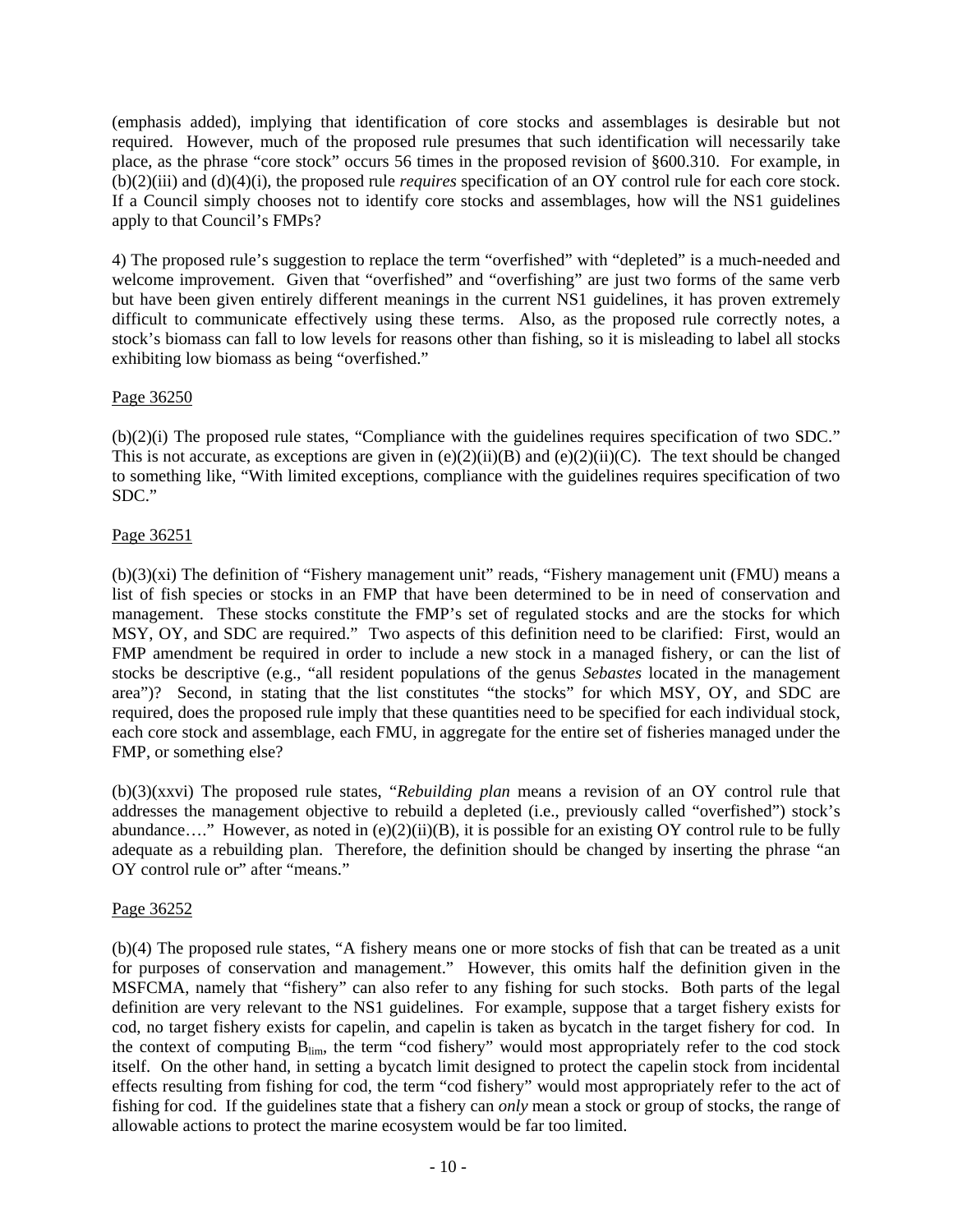(emphasis added), implying that identification of core stocks and assemblages is desirable but not required. However, much of the proposed rule presumes that such identification will necessarily take place, as the phrase "core stock" occurs 56 times in the proposed revision of §600.310. For example, in (b)(2)(iii) and (d)(4)(i), the proposed rule *requires* specification of an OY control rule for each core stock. If a Council simply chooses not to identify core stocks and assemblages, how will the NS1 guidelines apply to that Council's FMPs?

4) The proposed rule's suggestion to replace the term "overfished" with "depleted" is a much-needed and welcome improvement. Given that "overfished" and "overfishing" are just two forms of the same verb but have been given entirely different meanings in the current NS1 guidelines, it has proven extremely difficult to communicate effectively using these terms. Also, as the proposed rule correctly notes, a stock's biomass can fall to low levels for reasons other than fishing, so it is misleading to label all stocks exhibiting low biomass as being "overfished."

Page 36250

(b)(2)(i) The proposed rule states, "Compliance with the guidelines requires specification of two SDC." This is not accurate, as exceptions are given in (e)(2)(ii)(B) and (e)(2)(ii)(C). The text should be changed to something like, "With limited exceptions, compliance with the guidelines requires specification of two SDC."

Page 36251

(b)(3)(xi) The definition of "Fishery management unit" reads, "Fishery management unit (FMU) means a list of fish species or stocks in an FMP that have been determined to be in need of conservation and management. These stocks constitute the FMP's set of regulated stocks and are the stocks for which MSY, OY, and SDC are required." Two aspects of this definition need to be clarified: First, would an FMP amendment be required in order to include a new stock in a managed fishery, or can the list of stocks be descriptive (e.g., "all resident populations of the genus *Sebastes* located in the management area")? Second, in stating that the list constitutes "the stocks" for which MSY, OY, and SDC are required, does the proposed rule imply that these quantities need to be specified for each individual stock, each core stock and assemblage, each FMU, in aggregate for the entire set of fisheries managed under the FMP, or something else?

(b)(3)(xxvi) The proposed rule states, "*Rebuilding plan* means a revision of an OY control rule that addresses the management objective to rebuild a depleted (i.e., previously called "overfished") stock's abundance…." However, as noted in (e)(2)(ii)(B), it is possible for an existing OY control rule to be fully adequate as a rebuilding plan. Therefore, the definition should be changed by inserting the phrase "an OY control rule or" after "means."

Page 36252

(b)(4) The proposed rule states, "A fishery means one or more stocks of fish that can be treated as a unit for purposes of conservation and management." However, this omits half the definition given in the MSFCMA, namely that "fishery" can also refer to any fishing for such stocks. Both parts of the legal definition are very relevant to the NS1 guidelines. For example, suppose that a target fishery exists for cod, no target fishery exists for capelin, and capelin is taken as bycatch in the target fishery for cod. In the context of computing $B_{lim}$, the term "cod fishery" would most appropriately refer to the cod stock itself. On the other hand, in setting a bycatch limit designed to protect the capelin stock from incidental effects resulting from fishing for cod, the term "cod fishery" would most appropriately refer to the act of fishing for cod. If the guidelines state that a fishery can *only* mean a stock or group of stocks, the range of allowable actions to protect the marine ecosystem would be far too limited.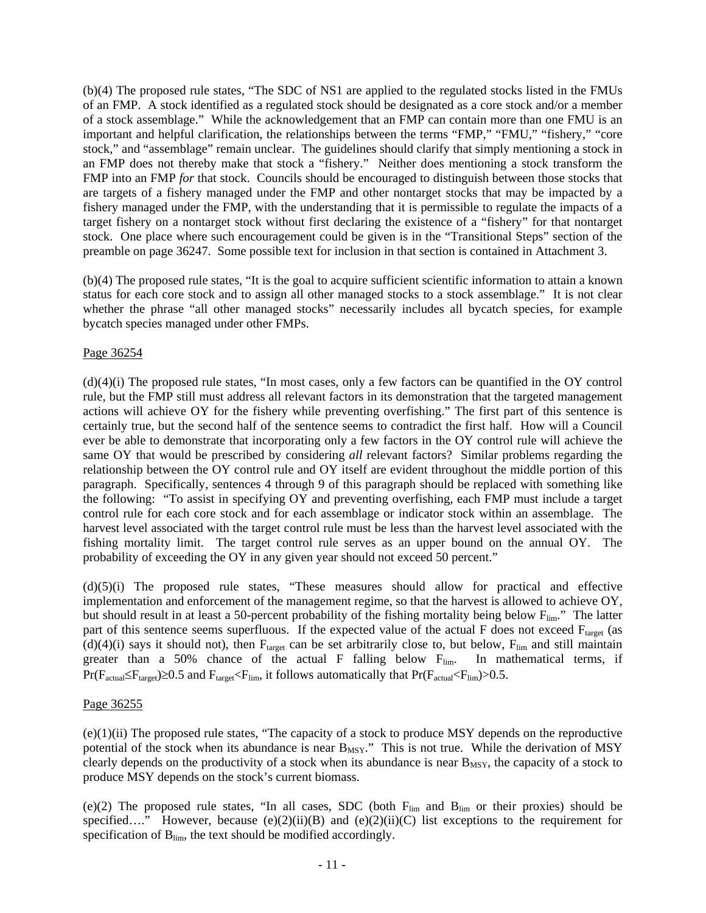(b)(4) The proposed rule states, "The SDC of NS1 are applied to the regulated stocks listed in the FMUs of an FMP. A stock identified as a regulated stock should be designated as a core stock and/or a member of a stock assemblage." While the acknowledgement that an FMP can contain more than one FMU is an important and helpful clarification, the relationships between the terms "FMP," "FMU," "fishery," "core stock," and "assemblage" remain unclear. The guidelines should clarify that simply mentioning a stock in an FMP does not thereby make that stock a "fishery." Neither does mentioning a stock transform the FMP into an FMP *for* that stock. Councils should be encouraged to distinguish between those stocks that are targets of a fishery managed under the FMP and other nontarget stocks that may be impacted by a fishery managed under the FMP, with the understanding that it is permissible to regulate the impacts of a target fishery on a nontarget stock without first declaring the existence of a "fishery" for that nontarget stock. One place where such encouragement could be given is in the "Transitional Steps" section of the preamble on page 36247. Some possible text for inclusion in that section is contained in Attachment 3.

(b)(4) The proposed rule states, "It is the goal to acquire sufficient scientific information to attain a known status for each core stock and to assign all other managed stocks to a stock assemblage." It is not clear whether the phrase "all other managed stocks" necessarily includes all bycatch species, for example bycatch species managed under other FMPs.

Page 36254

(d)(4)(i) The proposed rule states, "In most cases, only a few factors can be quantified in the OY control rule, but the FMP still must address all relevant factors in its demonstration that the targeted management actions will achieve OY for the fishery while preventing overfishing." The first part of this sentence is certainly true, but the second half of the sentence seems to contradict the first half. How will a Council ever be able to demonstrate that incorporating only a few factors in the OY control rule will achieve the same OY that would be prescribed by considering *all* relevant factors? Similar problems regarding the relationship between the OY control rule and OY itself are evident throughout the middle portion of this paragraph. Specifically, sentences 4 through 9 of this paragraph should be replaced with something like the following: "To assist in specifying OY and preventing overfishing, each FMP must include a target control rule for each core stock and for each assemblage or indicator stock within an assemblage. The harvest level associated with the target control rule must be less than the harvest level associated with the fishing mortality limit. The target control rule serves as an upper bound on the annual OY. The probability of exceeding the OY in any given year should not exceed 50 percent."

(d)(5)(i) The proposed rule states, "These measures should allow for practical and effective implementation and enforcement of the management regime, so that the harvest is allowed to achieve OY, but should result in at least a 50-percent probability of the fishing mortality being below $F_{lim}$." The latter part of this sentence seems superfluous. If the expected value of the actual F does not exceed $F_{target}$ (as (d)(4)(i) says it should not), then $F_{target}$ can be set arbitrarily close to, but below, $F_{lim}$ and still maintain greater than a 50% chance of the actual F falling below $F_{lim}$. In mathematical terms, if $Pr(F_{actual} \leq F_{target}) \geq 0.5$ and $F_{target} < F_{lim}$, it follows automatically that $Pr(F_{actual} < F_{lim}) > 0.5$.

Page 36255

(e)(1)(ii) The proposed rule states, "The capacity of a stock to produce MSY depends on the reproductive potential of the stock when its abundance is near $B_{MSY}$." This is not true. While the derivation of MSY clearly depends on the productivity of a stock when its abundance is near $B_{MSY}$, the capacity of a stock to produce MSY depends on the stock's current biomass.

(e)(2) The proposed rule states, "In all cases, SDC (both $F_{lim}$ and $B_{lim}$ or their proxies) should be specified…." However, because (e)(2)(ii)(B) and (e)(2)(ii)(C) list exceptions to the requirement for specification of $B_{lim}$, the text should be modified accordingly.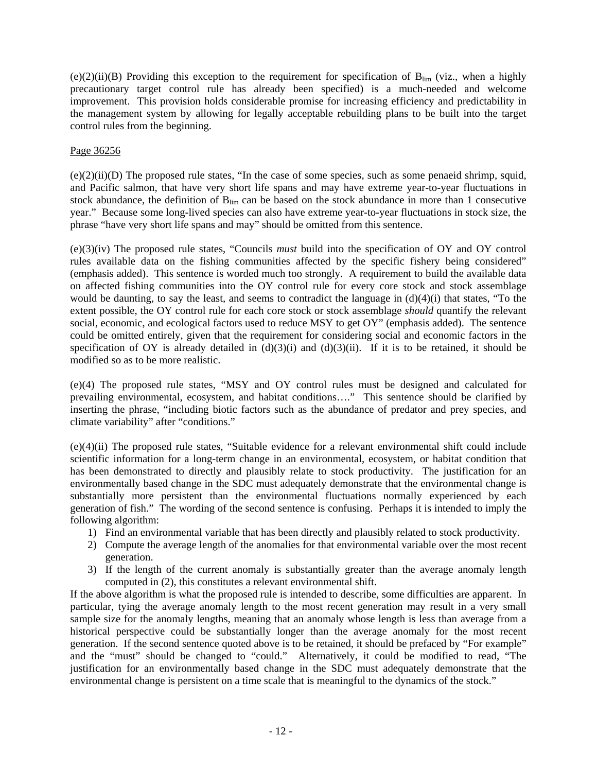(e)(2)(ii)(B) Providing this exception to the requirement for specification of $B_{lim}$ (viz., when a highly precautionary target control rule has already been specified) is a much-needed and welcome improvement. This provision holds considerable promise for increasing efficiency and predictability in the management system by allowing for legally acceptable rebuilding plans to be built into the target control rules from the beginning.

Page 36256

(e)(2)(ii)(D) The proposed rule states, "In the case of some species, such as some penaeid shrimp, squid, and Pacific salmon, that have very short life spans and may have extreme year-to-year fluctuations in stock abundance, the definition of $B_{lim}$ can be based on the stock abundance in more than 1 consecutive year." Because some long-lived species can also have extreme year-to-year fluctuations in stock size, the phrase "have very short life spans and may" should be omitted from this sentence.

(e)(3)(iv) The proposed rule states, "Councils *must* build into the specification of OY and OY control rules available data on the fishing communities affected by the specific fishery being considered" (emphasis added). This sentence is worded much too strongly. A requirement to build the available data on affected fishing communities into the OY control rule for every core stock and stock assemblage would be daunting, to say the least, and seems to contradict the language in (d)(4)(i) that states, "To the extent possible, the OY control rule for each core stock or stock assemblage *should* quantify the relevant social, economic, and ecological factors used to reduce MSY to get OY" (emphasis added). The sentence could be omitted entirely, given that the requirement for considering social and economic factors in the specification of OY is already detailed in (d)(3)(i) and (d)(3)(ii). If it is to be retained, it should be modified so as to be more realistic.

(e)(4) The proposed rule states, "MSY and OY control rules must be designed and calculated for prevailing environmental, ecosystem, and habitat conditions…." This sentence should be clarified by inserting the phrase, "including biotic factors such as the abundance of predator and prey species, and climate variability" after "conditions."

(e)(4)(ii) The proposed rule states, "Suitable evidence for a relevant environmental shift could include scientific information for a long-term change in an environmental, ecosystem, or habitat condition that has been demonstrated to directly and plausibly relate to stock productivity. The justification for an environmentally based change in the SDC must adequately demonstrate that the environmental change is substantially more persistent than the environmental fluctuations normally experienced by each generation of fish." The wording of the second sentence is confusing. Perhaps it is intended to imply the following algorithm:

1) Find an environmental variable that has been directly and plausibly related to stock productivity.
2) Compute the average length of the anomalies for that environmental variable over the most recent generation.
3) If the length of the current anomaly is substantially greater than the average anomaly length computed in (2), this constitutes a relevant environmental shift.

If the above algorithm is what the proposed rule is intended to describe, some difficulties are apparent. In particular, tying the average anomaly length to the most recent generation may result in a very small sample size for the anomaly lengths, meaning that an anomaly whose length is less than average from a historical perspective could be substantially longer than the average anomaly for the most recent generation. If the second sentence quoted above is to be retained, it should be prefaced by "For example" and the "must" should be changed to "could." Alternatively, it could be modified to read, "The justification for an environmentally based change in the SDC must adequately demonstrate that the environmental change is persistent on a time scale that is meaningful to the dynamics of the stock."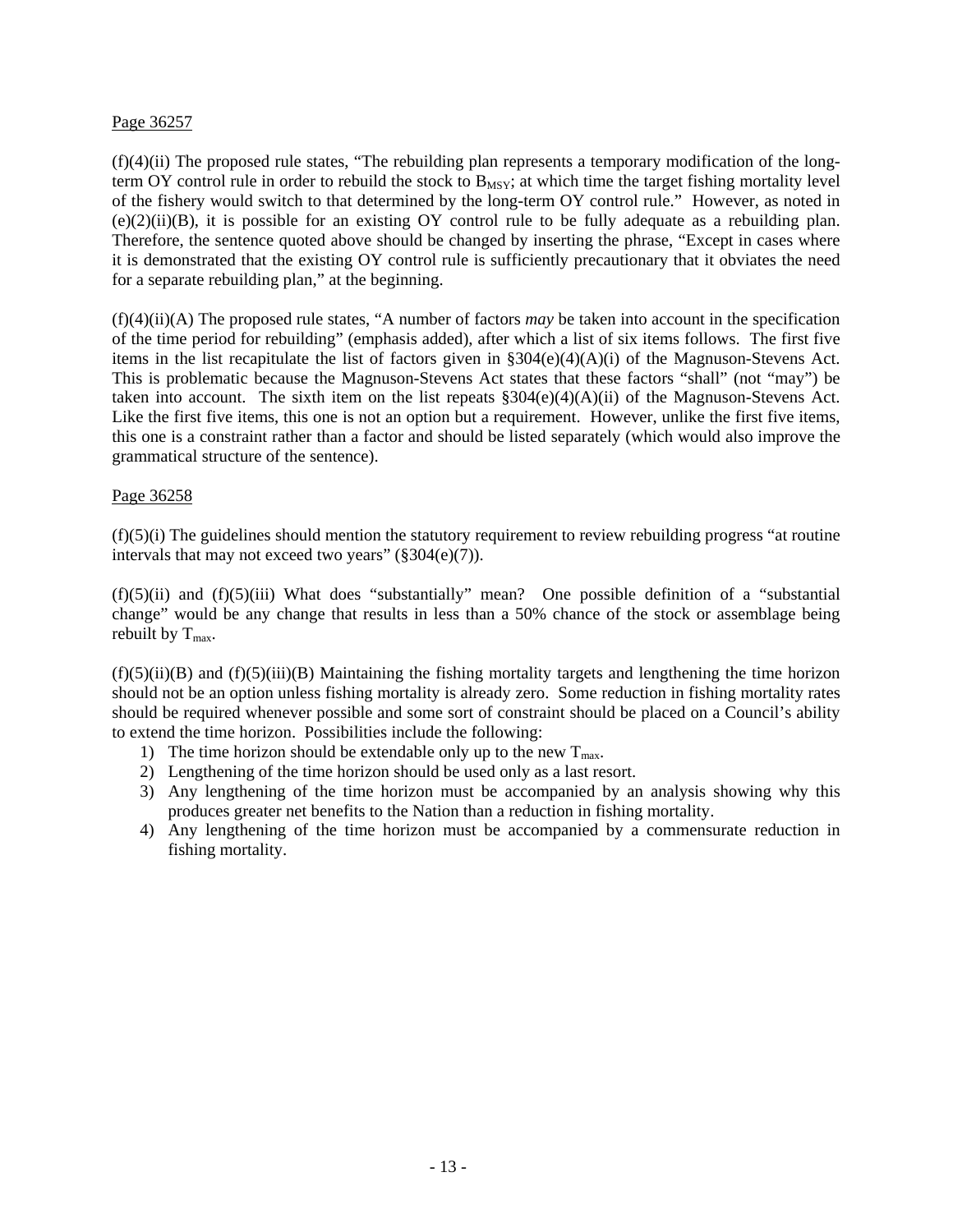Page 36257

(f)(4)(ii) The proposed rule states, "The rebuilding plan represents a temporary modification of the long-term OY control rule in order to rebuild the stock to $B_{MSY}$; at which time the target fishing mortality level of the fishery would switch to that determined by the long-term OY control rule." However, as noted in (e)(2)(ii)(B), it is possible for an existing OY control rule to be fully adequate as a rebuilding plan. Therefore, the sentence quoted above should be changed by inserting the phrase, "Except in cases where it is demonstrated that the existing OY control rule is sufficiently precautionary that it obviates the need for a separate rebuilding plan," at the beginning.

(f)(4)(ii)(A) The proposed rule states, "A number of factors *may* be taken into account in the specification of the time period for rebuilding" (emphasis added), after which a list of six items follows. The first five items in the list recapitulate the list of factors given in §304(e)(4)(A)(i) of the Magnuson-Stevens Act. This is problematic because the Magnuson-Stevens Act states that these factors "shall" (not "may") be taken into account. The sixth item on the list repeats §304(e)(4)(A)(ii) of the Magnuson-Stevens Act. Like the first five items, this one is not an option but a requirement. However, unlike the first five items, this one is a constraint rather than a factor and should be listed separately (which would also improve the grammatical structure of the sentence).

Page 36258

(f)(5)(i) The guidelines should mention the statutory requirement to review rebuilding progress "at routine intervals that may not exceed two years" (§304(e)(7)).

(f)(5)(ii) and (f)(5)(iii) What does "substantially" mean? One possible definition of a "substantial change" would be any change that results in less than a 50% chance of the stock or assemblage being rebuilt by $T_{max}$.

(f)(5)(ii)(B) and (f)(5)(iii)(B) Maintaining the fishing mortality targets and lengthening the time horizon should not be an option unless fishing mortality is already zero. Some reduction in fishing mortality rates should be required whenever possible and some sort of constraint should be placed on a Council's ability to extend the time horizon. Possibilities include the following:

1) The time horizon should be extendable only up to the new $T_{max}$.
2) Lengthening of the time horizon should be used only as a last resort.
3) Any lengthening of the time horizon must be accompanied by an analysis showing why this produces greater net benefits to the Nation than a reduction in fishing mortality.
4) Any lengthening of the time horizon must be accompanied by a commensurate reduction in fishing mortality.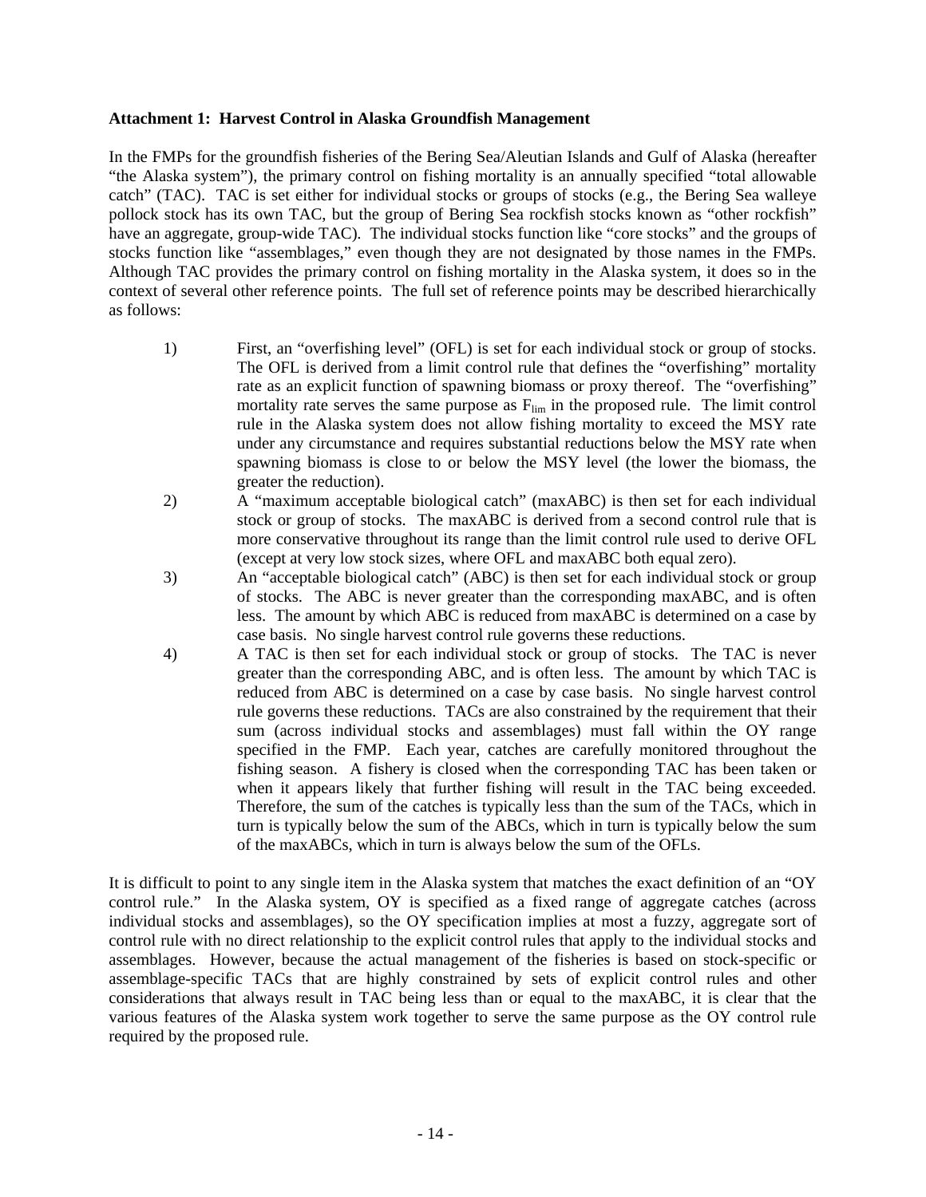**Attachment 1: Harvest Control in Alaska Groundfish Management**

In the FMPs for the groundfish fisheries of the Bering Sea/Aleutian Islands and Gulf of Alaska (hereafter "the Alaska system"), the primary control on fishing mortality is an annually specified "total allowable catch" (TAC). TAC is set either for individual stocks or groups of stocks (e.g., the Bering Sea walleye pollock stock has its own TAC, but the group of Bering Sea rockfish stocks known as "other rockfish" have an aggregate, group-wide TAC). The individual stocks function like "core stocks" and the groups of stocks function like "assemblages," even though they are not designated by those names in the FMPs. Although TAC provides the primary control on fishing mortality in the Alaska system, it does so in the context of several other reference points. The full set of reference points may be described hierarchically as follows:

1) First, an "overfishing level" (OFL) is set for each individual stock or group of stocks. The OFL is derived from a limit control rule that defines the "overfishing" mortality rate as an explicit function of spawning biomass or proxy thereof. The "overfishing" mortality rate serves the same purpose as $F_{lim}$ in the proposed rule. The limit control rule in the Alaska system does not allow fishing mortality to exceed the MSY rate under any circumstance and requires substantial reductions below the MSY rate when spawning biomass is close to or below the MSY level (the lower the biomass, the greater the reduction).

2) A "maximum acceptable biological catch" (maxABC) is then set for each individual stock or group of stocks. The maxABC is derived from a second control rule that is more conservative throughout its range than the limit control rule used to derive OFL (except at very low stock sizes, where OFL and maxABC both equal zero).

3) An "acceptable biological catch" (ABC) is then set for each individual stock or group of stocks. The ABC is never greater than the corresponding maxABC, and is often less. The amount by which ABC is reduced from maxABC is determined on a case by case basis. No single harvest control rule governs these reductions.

4) A TAC is then set for each individual stock or group of stocks. The TAC is never greater than the corresponding ABC, and is often less. The amount by which TAC is reduced from ABC is determined on a case by case basis. No single harvest control rule governs these reductions. TACs are also constrained by the requirement that their sum (across individual stocks and assemblages) must fall within the OY range specified in the FMP. Each year, catches are carefully monitored throughout the fishing season. A fishery is closed when the corresponding TAC has been taken or when it appears likely that further fishing will result in the TAC being exceeded. Therefore, the sum of the catches is typically less than the sum of the TACs, which in turn is typically below the sum of the ABCs, which in turn is typically below the sum of the maxABCs, which in turn is always below the sum of the OFLs.

It is difficult to point to any single item in the Alaska system that matches the exact definition of an "OY control rule." In the Alaska system, OY is specified as a fixed range of aggregate catches (across individual stocks and assemblages), so the OY specification implies at most a fuzzy, aggregate sort of control rule with no direct relationship to the explicit control rules that apply to the individual stocks and assemblages. However, because the actual management of the fisheries is based on stock-specific or assemblage-specific TACs that are highly constrained by sets of explicit control rules and other considerations that always result in TAC being less than or equal to the maxABC, it is clear that the various features of the Alaska system work together to serve the same purpose as the OY control rule required by the proposed rule.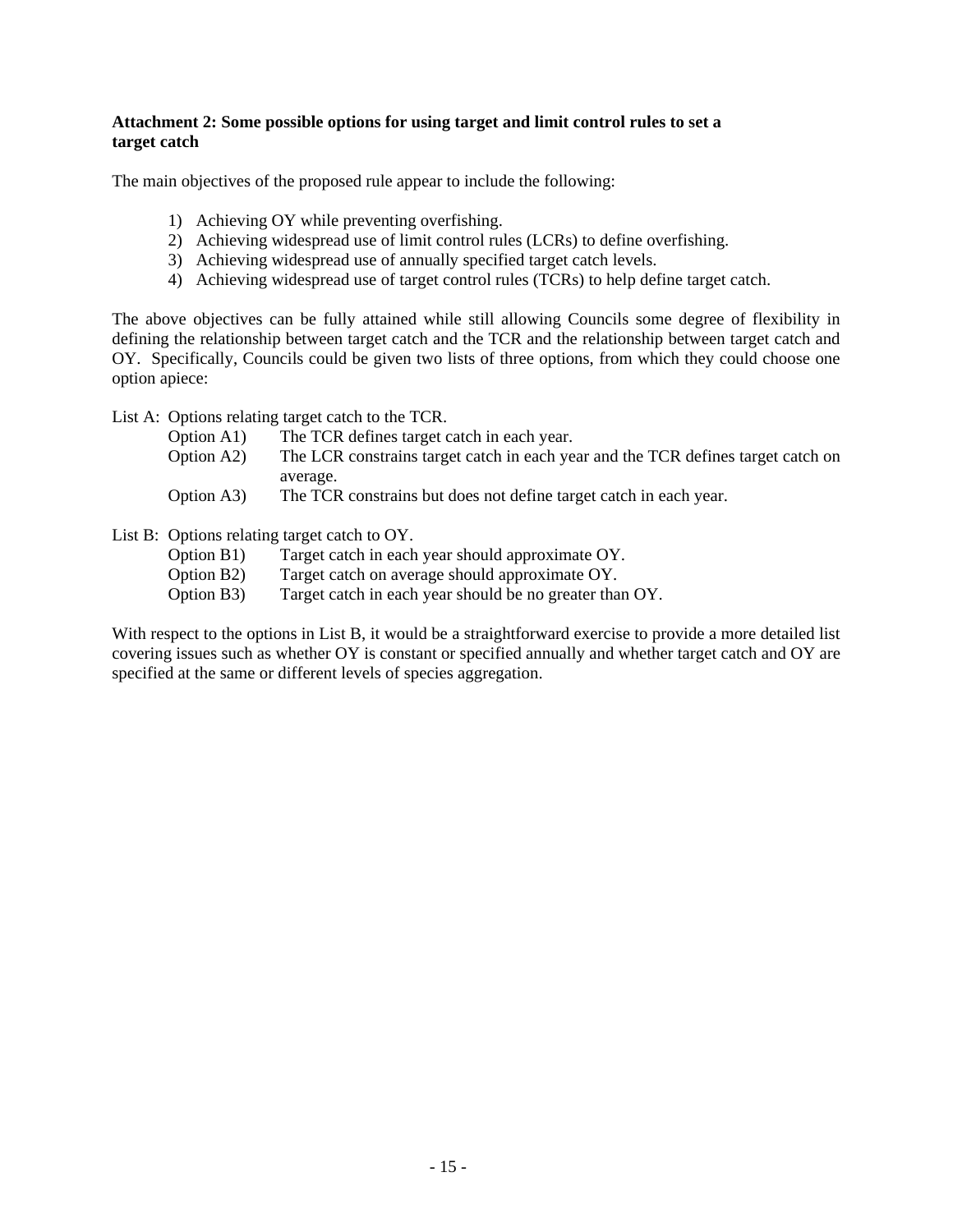**Attachment 2: Some possible options for using target and limit control rules to set a target catch**

The main objectives of the proposed rule appear to include the following:

1) Achieving OY while preventing overfishing.
2) Achieving widespread use of limit control rules (LCRs) to define overfishing.
3) Achieving widespread use of annually specified target catch levels.
4) Achieving widespread use of target control rules (TCRs) to help define target catch.

The above objectives can be fully attained while still allowing Councils some degree of flexibility in defining the relationship between target catch and the TCR and the relationship between target catch and OY. Specifically, Councils could be given two lists of three options, from which they could choose one option apiece:

List A: Options relating target catch to the TCR.

- Option A1) The TCR defines target catch in each year.
- Option A2) The LCR constrains target catch in each year and the TCR defines target catch on average.
- Option A3) The TCR constrains but does not define target catch in each year.

List B: Options relating target catch to OY.

- Option B1) Target catch in each year should approximate OY.
- Option B2) Target catch on average should approximate OY.
- Option B3) Target catch in each year should be no greater than OY.

With respect to the options in List B, it would be a straightforward exercise to provide a more detailed list covering issues such as whether OY is constant or specified annually and whether target catch and OY are specified at the same or different levels of species aggregation.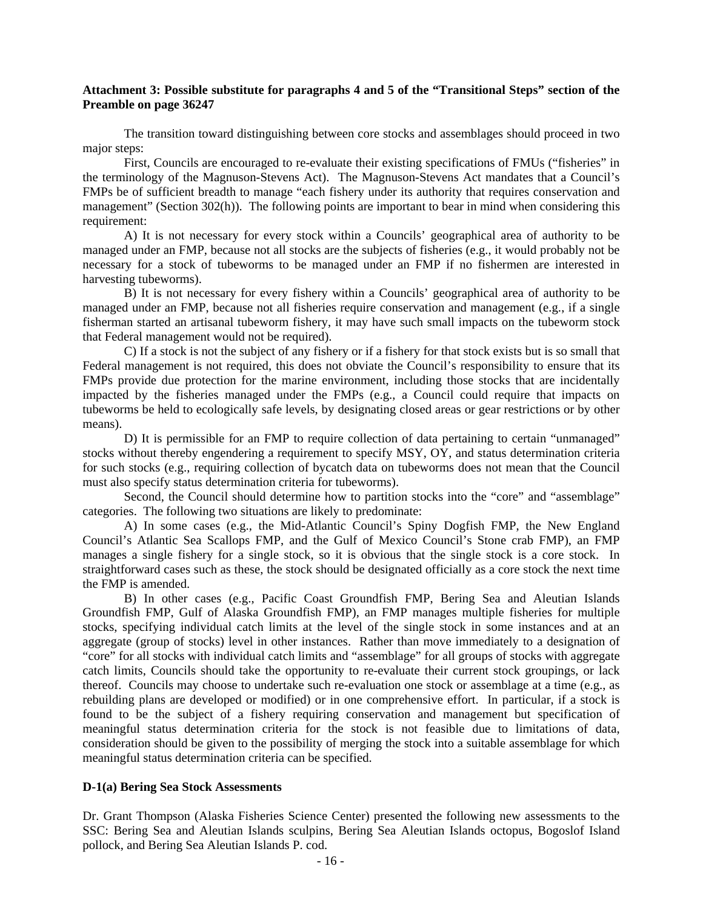**Attachment 3: Possible substitute for paragraphs 4 and 5 of the "Transitional Steps" section of the Preamble on page 36247**

The transition toward distinguishing between core stocks and assemblages should proceed in two major steps:

First, Councils are encouraged to re-evaluate their existing specifications of FMUs ("fisheries" in the terminology of the Magnuson-Stevens Act). The Magnuson-Stevens Act mandates that a Council's FMPs be of sufficient breadth to manage "each fishery under its authority that requires conservation and management" (Section 302(h)). The following points are important to bear in mind when considering this requirement:

A) It is not necessary for every stock within a Councils' geographical area of authority to be managed under an FMP, because not all stocks are the subjects of fisheries (e.g., it would probably not be necessary for a stock of tubeworms to be managed under an FMP if no fishermen are interested in harvesting tubeworms).

B) It is not necessary for every fishery within a Councils' geographical area of authority to be managed under an FMP, because not all fisheries require conservation and management (e.g., if a single fisherman started an artisanal tubeworm fishery, it may have such small impacts on the tubeworm stock that Federal management would not be required).

C) If a stock is not the subject of any fishery or if a fishery for that stock exists but is so small that Federal management is not required, this does not obviate the Council's responsibility to ensure that its FMPs provide due protection for the marine environment, including those stocks that are incidentally impacted by the fisheries managed under the FMPs (e.g., a Council could require that impacts on tubeworms be held to ecologically safe levels, by designating closed areas or gear restrictions or by other means).

D) It is permissible for an FMP to require collection of data pertaining to certain "unmanaged" stocks without thereby engendering a requirement to specify MSY, OY, and status determination criteria for such stocks (e.g., requiring collection of bycatch data on tubeworms does not mean that the Council must also specify status determination criteria for tubeworms).

Second, the Council should determine how to partition stocks into the "core" and "assemblage" categories. The following two situations are likely to predominate:

A) In some cases (e.g., the Mid-Atlantic Council's Spiny Dogfish FMP, the New England Council's Atlantic Sea Scallops FMP, and the Gulf of Mexico Council's Stone crab FMP), an FMP manages a single fishery for a single stock, so it is obvious that the single stock is a core stock. In straightforward cases such as these, the stock should be designated officially as a core stock the next time the FMP is amended.

B) In other cases (e.g., Pacific Coast Groundfish FMP, Bering Sea and Aleutian Islands Groundfish FMP, Gulf of Alaska Groundfish FMP), an FMP manages multiple fisheries for multiple stocks, specifying individual catch limits at the level of the single stock in some instances and at an aggregate (group of stocks) level in other instances. Rather than move immediately to a designation of "core" for all stocks with individual catch limits and "assemblage" for all groups of stocks with aggregate catch limits, Councils should take the opportunity to re-evaluate their current stock groupings, or lack thereof. Councils may choose to undertake such re-evaluation one stock or assemblage at a time (e.g., as rebuilding plans are developed or modified) or in one comprehensive effort. In particular, if a stock is found to be the subject of a fishery requiring conservation and management but specification of meaningful status determination criteria for the stock is not feasible due to limitations of data, consideration should be given to the possibility of merging the stock into a suitable assemblage for which meaningful status determination criteria can be specified.

**D-1(a) Bering Sea Stock Assessments**

Dr. Grant Thompson (Alaska Fisheries Science Center) presented the following new assessments to the SSC: Bering Sea and Aleutian Islands sculpins, Bering Sea Aleutian Islands octopus, Bogoslof Island pollock, and Bering Sea Aleutian Islands P. cod.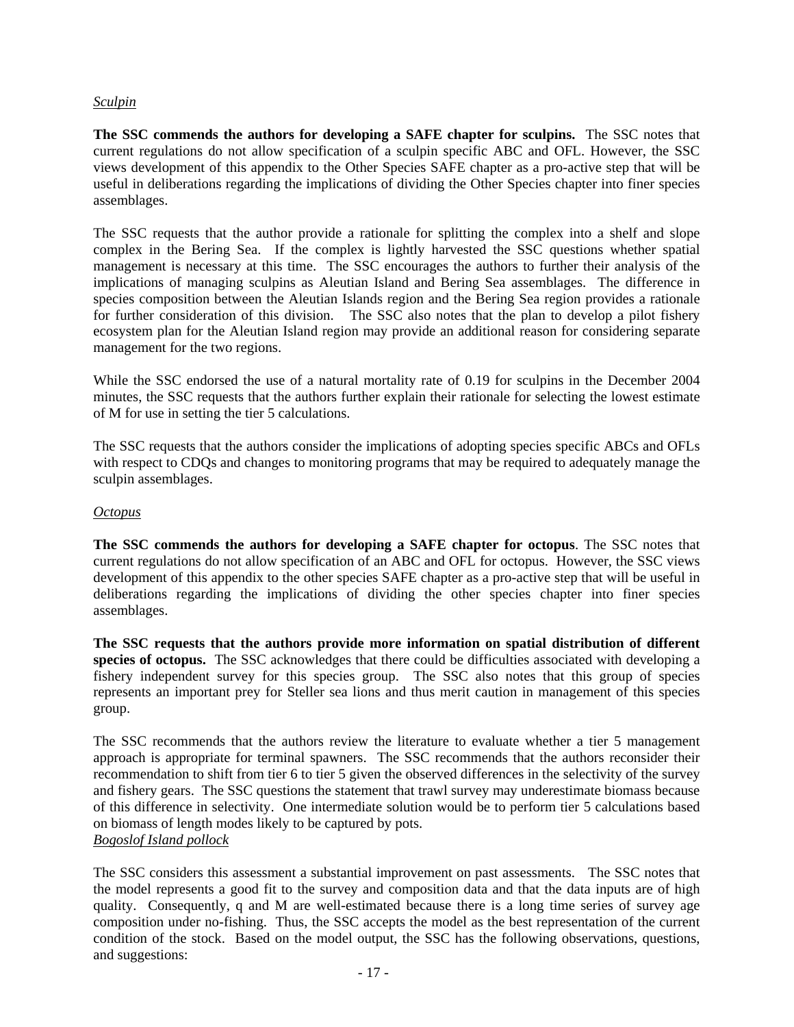*Sculpin*

**The SSC commends the authors for developing a SAFE chapter for sculpins.** The SSC notes that current regulations do not allow specification of a sculpin specific ABC and OFL. However, the SSC views development of this appendix to the Other Species SAFE chapter as a pro-active step that will be useful in deliberations regarding the implications of dividing the Other Species chapter into finer species assemblages.

The SSC requests that the author provide a rationale for splitting the complex into a shelf and slope complex in the Bering Sea. If the complex is lightly harvested the SSC questions whether spatial management is necessary at this time. The SSC encourages the authors to further their analysis of the implications of managing sculpins as Aleutian Island and Bering Sea assemblages. The difference in species composition between the Aleutian Islands region and the Bering Sea region provides a rationale for further consideration of this division. The SSC also notes that the plan to develop a pilot fishery ecosystem plan for the Aleutian Island region may provide an additional reason for considering separate management for the two regions.

While the SSC endorsed the use of a natural mortality rate of 0.19 for sculpins in the December 2004 minutes, the SSC requests that the authors further explain their rationale for selecting the lowest estimate of M for use in setting the tier 5 calculations.

The SSC requests that the authors consider the implications of adopting species specific ABCs and OFLs with respect to CDQs and changes to monitoring programs that may be required to adequately manage the sculpin assemblages.

*Octopus*

**The SSC commends the authors for developing a SAFE chapter for octopus**. The SSC notes that current regulations do not allow specification of an ABC and OFL for octopus. However, the SSC views development of this appendix to the other species SAFE chapter as a pro-active step that will be useful in deliberations regarding the implications of dividing the other species chapter into finer species assemblages.

**The SSC requests that the authors provide more information on spatial distribution of different species of octopus.** The SSC acknowledges that there could be difficulties associated with developing a fishery independent survey for this species group. The SSC also notes that this group of species represents an important prey for Steller sea lions and thus merit caution in management of this species group.

The SSC recommends that the authors review the literature to evaluate whether a tier 5 management approach is appropriate for terminal spawners. The SSC recommends that the authors reconsider their recommendation to shift from tier 6 to tier 5 given the observed differences in the selectivity of the survey and fishery gears. The SSC questions the statement that trawl survey may underestimate biomass because of this difference in selectivity. One intermediate solution would be to perform tier 5 calculations based on biomass of length modes likely to be captured by pots.

*Bogoslof Island pollock*

The SSC considers this assessment a substantial improvement on past assessments. The SSC notes that the model represents a good fit to the survey and composition data and that the data inputs are of high quality. Consequently, q and M are well-estimated because there is a long time series of survey age composition under no-fishing. Thus, the SSC accepts the model as the best representation of the current condition of the stock. Based on the model output, the SSC has the following observations, questions, and suggestions: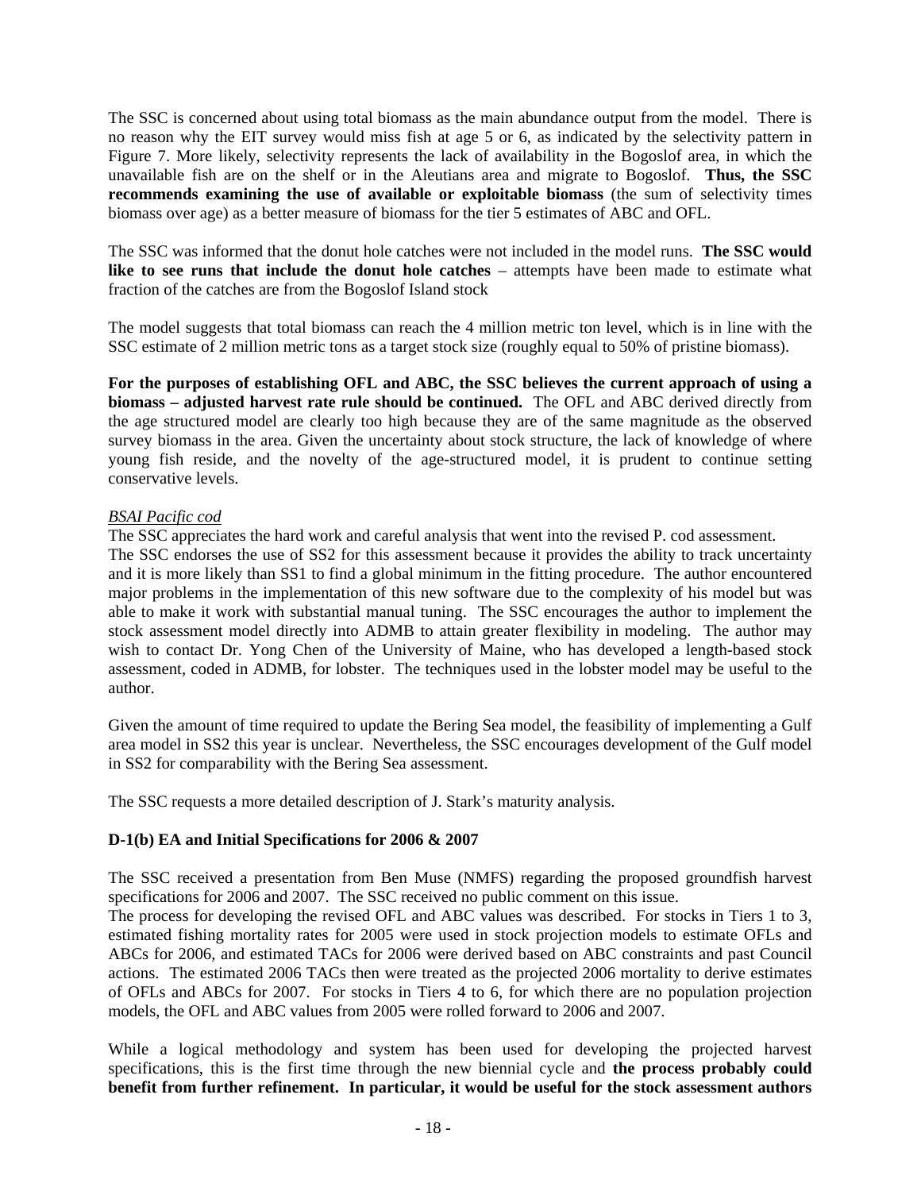The SSC is concerned about using total biomass as the main abundance output from the model. There is no reason why the EIT survey would miss fish at age 5 or 6, as indicated by the selectivity pattern in Figure 7. More likely, selectivity represents the lack of availability in the Bogoslof area, in which the unavailable fish are on the shelf or in the Aleutians area and migrate to Bogoslof. **Thus, the SSC recommends examining the use of available or exploitable biomass** (the sum of selectivity times biomass over age) as a better measure of biomass for the tier 5 estimates of ABC and OFL.

The SSC was informed that the donut hole catches were not included in the model runs. **The SSC would like to see runs that include the donut hole catches** – attempts have been made to estimate what fraction of the catches are from the Bogoslof Island stock

The model suggests that total biomass can reach the 4 million metric ton level, which is in line with the SSC estimate of 2 million metric tons as a target stock size (roughly equal to 50% of pristine biomass).

**For the purposes of establishing OFL and ABC, the SSC believes the current approach of using a biomass – adjusted harvest rate rule should be continued.** The OFL and ABC derived directly from the age structured model are clearly too high because they are of the same magnitude as the observed survey biomass in the area. Given the uncertainty about stock structure, the lack of knowledge of where young fish reside, and the novelty of the age-structured model, it is prudent to continue setting conservative levels.

*BSAI Pacific cod*

The SSC appreciates the hard work and careful analysis that went into the revised P. cod assessment. The SSC endorses the use of SS2 for this assessment because it provides the ability to track uncertainty and it is more likely than SS1 to find a global minimum in the fitting procedure. The author encountered major problems in the implementation of this new software due to the complexity of his model but was able to make it work with substantial manual tuning. The SSC encourages the author to implement the stock assessment model directly into ADMB to attain greater flexibility in modeling. The author may wish to contact Dr. Yong Chen of the University of Maine, who has developed a length-based stock assessment, coded in ADMB, for lobster. The techniques used in the lobster model may be useful to the author.

Given the amount of time required to update the Bering Sea model, the feasibility of implementing a Gulf area model in SS2 this year is unclear. Nevertheless, the SSC encourages development of the Gulf model in SS2 for comparability with the Bering Sea assessment.

The SSC requests a more detailed description of J. Stark's maturity analysis.

### D-1(b) EA and Initial Specifications for 2006 & 2007

The SSC received a presentation from Ben Muse (NMFS) regarding the proposed groundfish harvest specifications for 2006 and 2007. The SSC received no public comment on this issue.

The process for developing the revised OFL and ABC values was described. For stocks in Tiers 1 to 3, estimated fishing mortality rates for 2005 were used in stock projection models to estimate OFLs and ABCs for 2006, and estimated TACs for 2006 were derived based on ABC constraints and past Council actions. The estimated 2006 TACs then were treated as the projected 2006 mortality to derive estimates of OFLs and ABCs for 2007. For stocks in Tiers 4 to 6, for which there are no population projection models, the OFL and ABC values from 2005 were rolled forward to 2006 and 2007.

While a logical methodology and system has been used for developing the projected harvest specifications, this is the first time through the new biennial cycle and **the process probably could benefit from further refinement. In particular, it would be useful for the stock assessment authors**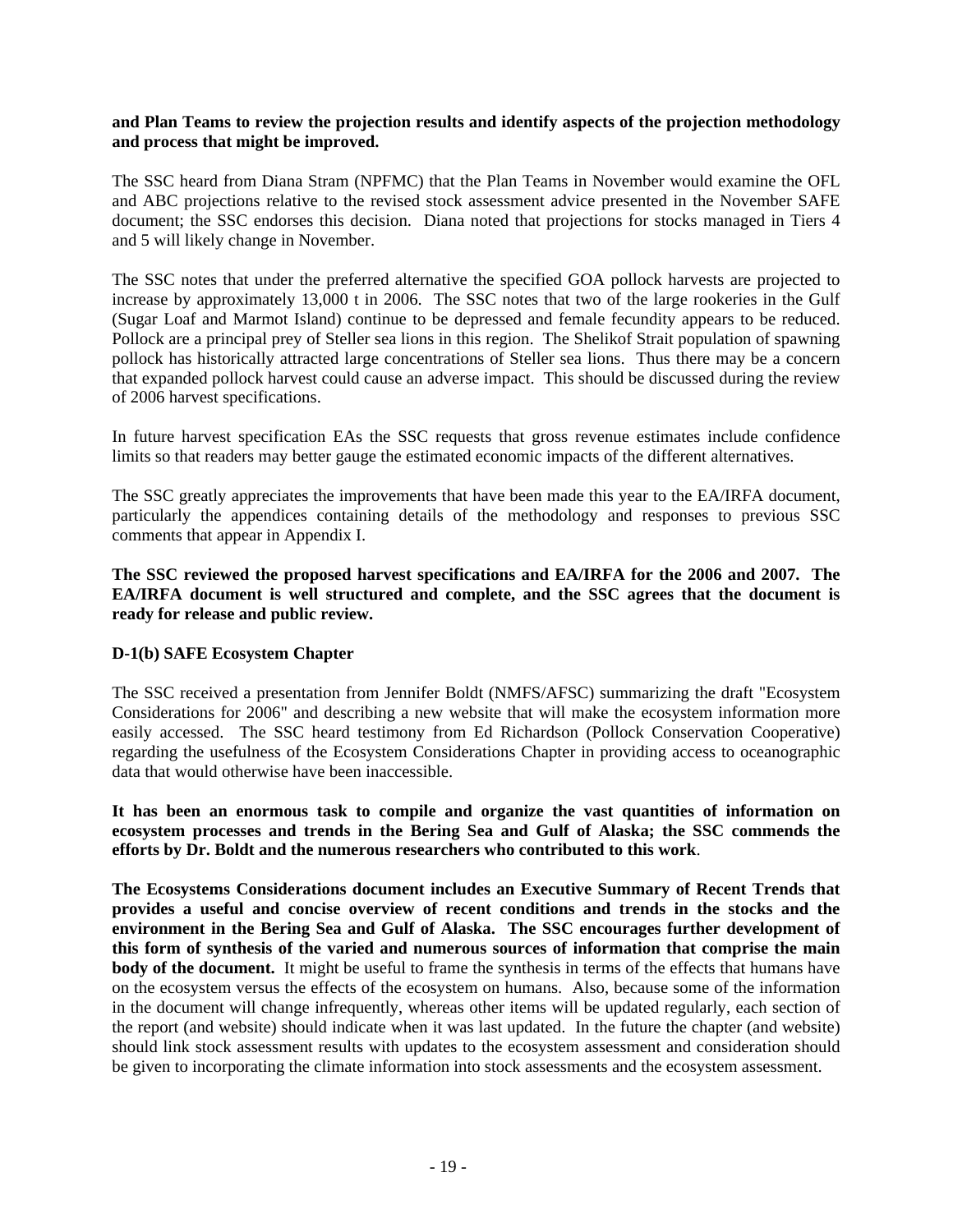**and Plan Teams to review the projection results and identify aspects of the projection methodology and process that might be improved.**

The SSC heard from Diana Stram (NPFMC) that the Plan Teams in November would examine the OFL and ABC projections relative to the revised stock assessment advice presented in the November SAFE document; the SSC endorses this decision. Diana noted that projections for stocks managed in Tiers 4 and 5 will likely change in November.

The SSC notes that under the preferred alternative the specified GOA pollock harvests are projected to increase by approximately 13,000 t in 2006. The SSC notes that two of the large rookeries in the Gulf (Sugar Loaf and Marmot Island) continue to be depressed and female fecundity appears to be reduced. Pollock are a principal prey of Steller sea lions in this region. The Shelikof Strait population of spawning pollock has historically attracted large concentrations of Steller sea lions. Thus there may be a concern that expanded pollock harvest could cause an adverse impact. This should be discussed during the review of 2006 harvest specifications.

In future harvest specification EAs the SSC requests that gross revenue estimates include confidence limits so that readers may better gauge the estimated economic impacts of the different alternatives.

The SSC greatly appreciates the improvements that have been made this year to the EA/IRFA document, particularly the appendices containing details of the methodology and responses to previous SSC comments that appear in Appendix I.

**The SSC reviewed the proposed harvest specifications and EA/IRFA for the 2006 and 2007. The EA/IRFA document is well structured and complete, and the SSC agrees that the document is ready for release and public review.**

### D-1(b) SAFE Ecosystem Chapter

The SSC received a presentation from Jennifer Boldt (NMFS/AFSC) summarizing the draft "Ecosystem Considerations for 2006" and describing a new website that will make the ecosystem information more easily accessed. The SSC heard testimony from Ed Richardson (Pollock Conservation Cooperative) regarding the usefulness of the Ecosystem Considerations Chapter in providing access to oceanographic data that would otherwise have been inaccessible.

**It has been an enormous task to compile and organize the vast quantities of information on ecosystem processes and trends in the Bering Sea and Gulf of Alaska; the SSC commends the efforts by Dr. Boldt and the numerous researchers who contributed to this work**.

**The Ecosystems Considerations document includes an Executive Summary of Recent Trends that provides a useful and concise overview of recent conditions and trends in the stocks and the environment in the Bering Sea and Gulf of Alaska. The SSC encourages further development of this form of synthesis of the varied and numerous sources of information that comprise the main body of the document.** It might be useful to frame the synthesis in terms of the effects that humans have on the ecosystem versus the effects of the ecosystem on humans. Also, because some of the information in the document will change infrequently, whereas other items will be updated regularly, each section of the report (and website) should indicate when it was last updated. In the future the chapter (and website) should link stock assessment results with updates to the ecosystem assessment and consideration should be given to incorporating the climate information into stock assessments and the ecosystem assessment.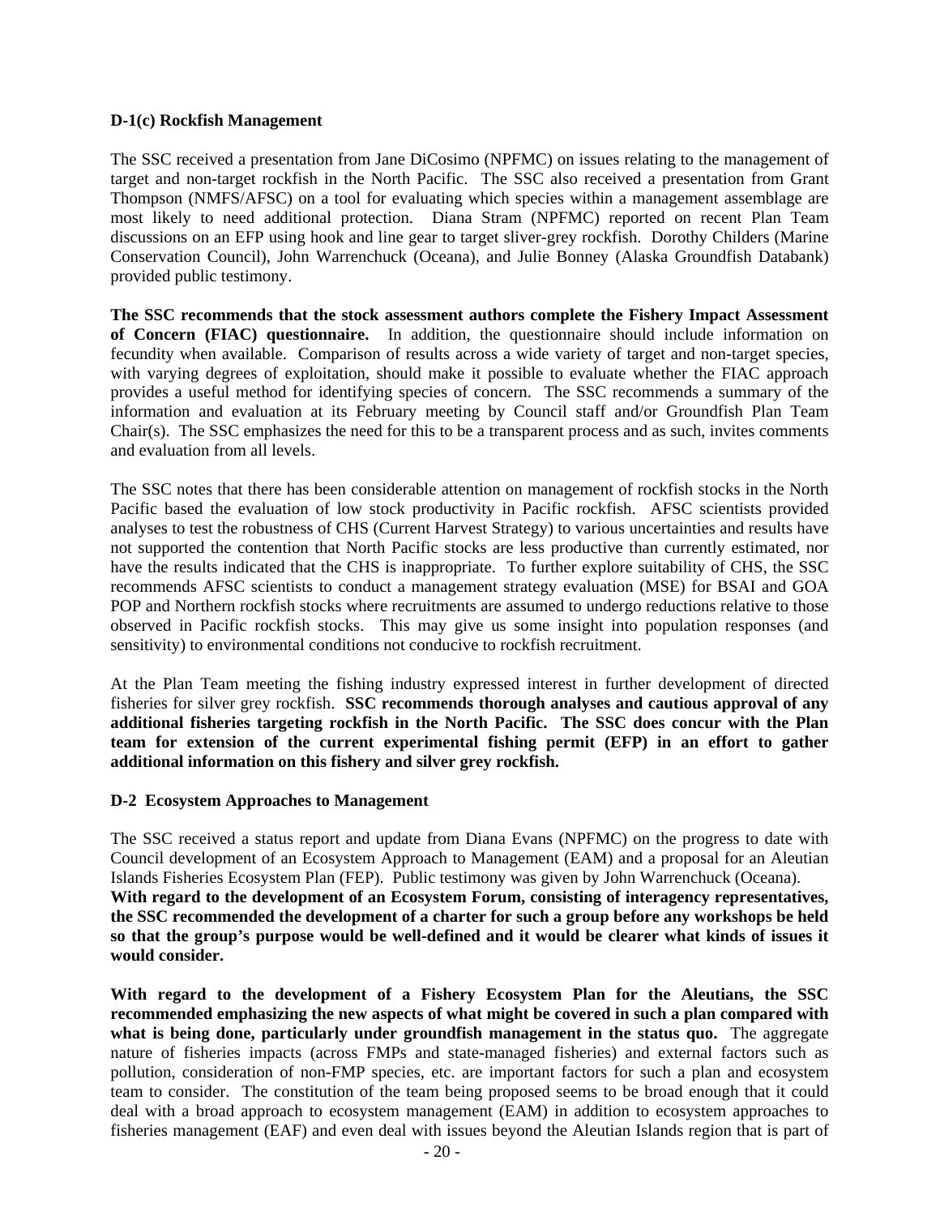**D-1(c) Rockfish Management**

The SSC received a presentation from Jane DiCosimo (NPFMC) on issues relating to the management of target and non-target rockfish in the North Pacific. The SSC also received a presentation from Grant Thompson (NMFS/AFSC) on a tool for evaluating which species within a management assemblage are most likely to need additional protection. Diana Stram (NPFMC) reported on recent Plan Team discussions on an EFP using hook and line gear to target sliver-grey rockfish. Dorothy Childers (Marine Conservation Council), John Warrenchuck (Oceana), and Julie Bonney (Alaska Groundfish Databank) provided public testimony.

**The SSC recommends that the stock assessment authors complete the Fishery Impact Assessment of Concern (FIAC) questionnaire.** In addition, the questionnaire should include information on fecundity when available. Comparison of results across a wide variety of target and non-target species, with varying degrees of exploitation, should make it possible to evaluate whether the FIAC approach provides a useful method for identifying species of concern. The SSC recommends a summary of the information and evaluation at its February meeting by Council staff and/or Groundfish Plan Team Chair(s). The SSC emphasizes the need for this to be a transparent process and as such, invites comments and evaluation from all levels.

The SSC notes that there has been considerable attention on management of rockfish stocks in the North Pacific based the evaluation of low stock productivity in Pacific rockfish. AFSC scientists provided analyses to test the robustness of CHS (Current Harvest Strategy) to various uncertainties and results have not supported the contention that North Pacific stocks are less productive than currently estimated, nor have the results indicated that the CHS is inappropriate. To further explore suitability of CHS, the SSC recommends AFSC scientists to conduct a management strategy evaluation (MSE) for BSAI and GOA POP and Northern rockfish stocks where recruitments are assumed to undergo reductions relative to those observed in Pacific rockfish stocks. This may give us some insight into population responses (and sensitivity) to environmental conditions not conducive to rockfish recruitment.

At the Plan Team meeting the fishing industry expressed interest in further development of directed fisheries for silver grey rockfish. **SSC recommends thorough analyses and cautious approval of any additional fisheries targeting rockfish in the North Pacific. The SSC does concur with the Plan team for extension of the current experimental fishing permit (EFP) in an effort to gather additional information on this fishery and silver grey rockfish.**

**D-2 Ecosystem Approaches to Management**

The SSC received a status report and update from Diana Evans (NPFMC) on the progress to date with Council development of an Ecosystem Approach to Management (EAM) and a proposal for an Aleutian Islands Fisheries Ecosystem Plan (FEP). Public testimony was given by John Warrenchuck (Oceana).
**With regard to the development of an Ecosystem Forum, consisting of interagency representatives, the SSC recommended the development of a charter for such a group before any workshops be held so that the group's purpose would be well-defined and it would be clearer what kinds of issues it would consider.**

**With regard to the development of a Fishery Ecosystem Plan for the Aleutians, the SSC recommended emphasizing the new aspects of what might be covered in such a plan compared with what is being done, particularly under groundfish management in the status quo.** The aggregate nature of fisheries impacts (across FMPs and state-managed fisheries) and external factors such as pollution, consideration of non-FMP species, etc. are important factors for such a plan and ecosystem team to consider. The constitution of the team being proposed seems to be broad enough that it could deal with a broad approach to ecosystem management (EAM) in addition to ecosystem approaches to fisheries management (EAF) and even deal with issues beyond the Aleutian Islands region that is part of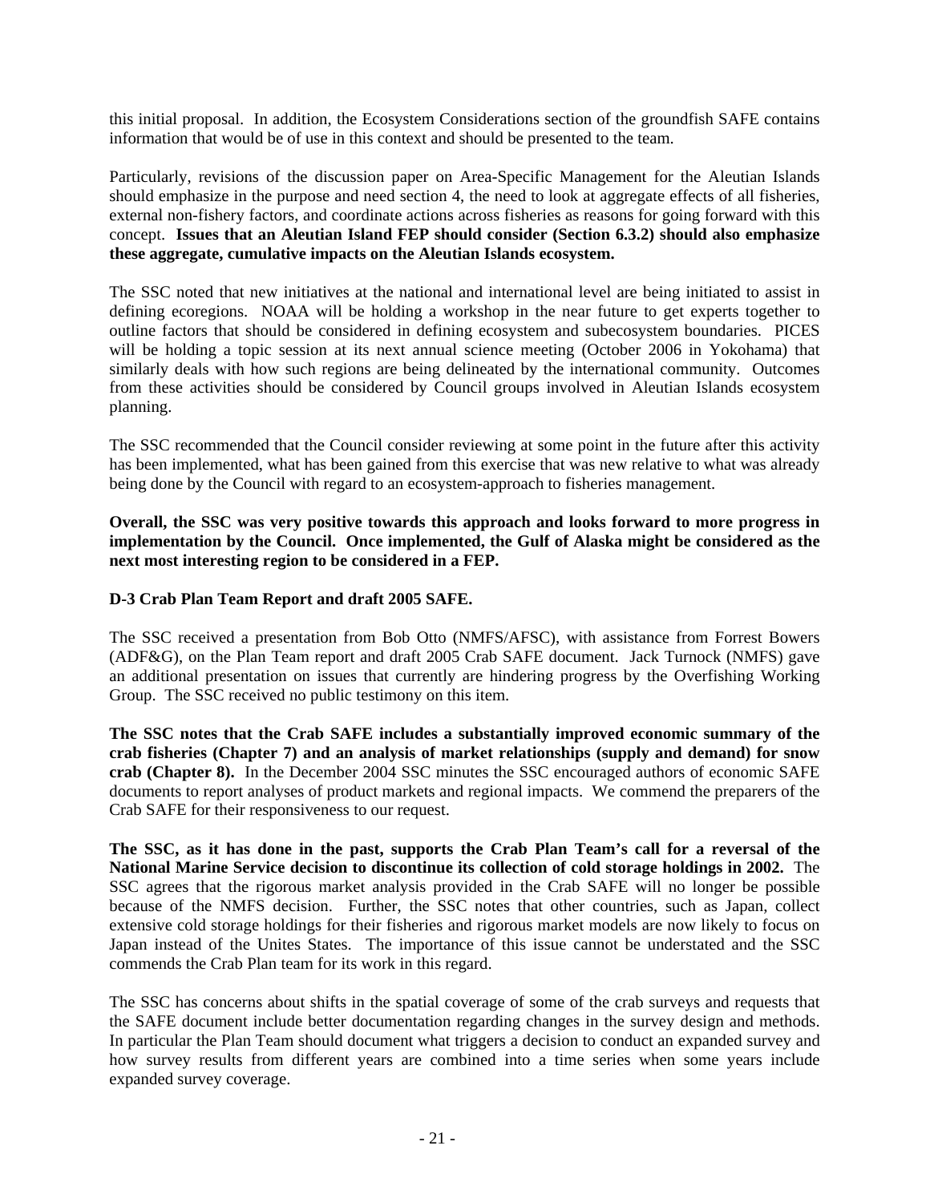this initial proposal. In addition, the Ecosystem Considerations section of the groundfish SAFE contains information that would be of use in this context and should be presented to the team.

Particularly, revisions of the discussion paper on Area-Specific Management for the Aleutian Islands should emphasize in the purpose and need section 4, the need to look at aggregate effects of all fisheries, external non-fishery factors, and coordinate actions across fisheries as reasons for going forward with this concept. **Issues that an Aleutian Island FEP should consider (Section 6.3.2) should also emphasize these aggregate, cumulative impacts on the Aleutian Islands ecosystem.**

The SSC noted that new initiatives at the national and international level are being initiated to assist in defining ecoregions. NOAA will be holding a workshop in the near future to get experts together to outline factors that should be considered in defining ecosystem and subecosystem boundaries. PICES will be holding a topic session at its next annual science meeting (October 2006 in Yokohama) that similarly deals with how such regions are being delineated by the international community. Outcomes from these activities should be considered by Council groups involved in Aleutian Islands ecosystem planning.

The SSC recommended that the Council consider reviewing at some point in the future after this activity has been implemented, what has been gained from this exercise that was new relative to what was already being done by the Council with regard to an ecosystem-approach to fisheries management.

**Overall, the SSC was very positive towards this approach and looks forward to more progress in implementation by the Council. Once implemented, the Gulf of Alaska might be considered as the next most interesting region to be considered in a FEP.**

**D-3 Crab Plan Team Report and draft 2005 SAFE.**

The SSC received a presentation from Bob Otto (NMFS/AFSC), with assistance from Forrest Bowers (ADF&G), on the Plan Team report and draft 2005 Crab SAFE document. Jack Turnock (NMFS) gave an additional presentation on issues that currently are hindering progress by the Overfishing Working Group. The SSC received no public testimony on this item.

**The SSC notes that the Crab SAFE includes a substantially improved economic summary of the crab fisheries (Chapter 7) and an analysis of market relationships (supply and demand) for snow crab (Chapter 8).** In the December 2004 SSC minutes the SSC encouraged authors of economic SAFE documents to report analyses of product markets and regional impacts. We commend the preparers of the Crab SAFE for their responsiveness to our request.

**The SSC, as it has done in the past, supports the Crab Plan Team's call for a reversal of the National Marine Service decision to discontinue its collection of cold storage holdings in 2002.** The SSC agrees that the rigorous market analysis provided in the Crab SAFE will no longer be possible because of the NMFS decision. Further, the SSC notes that other countries, such as Japan, collect extensive cold storage holdings for their fisheries and rigorous market models are now likely to focus on Japan instead of the Unites States. The importance of this issue cannot be understated and the SSC commends the Crab Plan team for its work in this regard.

The SSC has concerns about shifts in the spatial coverage of some of the crab surveys and requests that the SAFE document include better documentation regarding changes in the survey design and methods. In particular the Plan Team should document what triggers a decision to conduct an expanded survey and how survey results from different years are combined into a time series when some years include expanded survey coverage.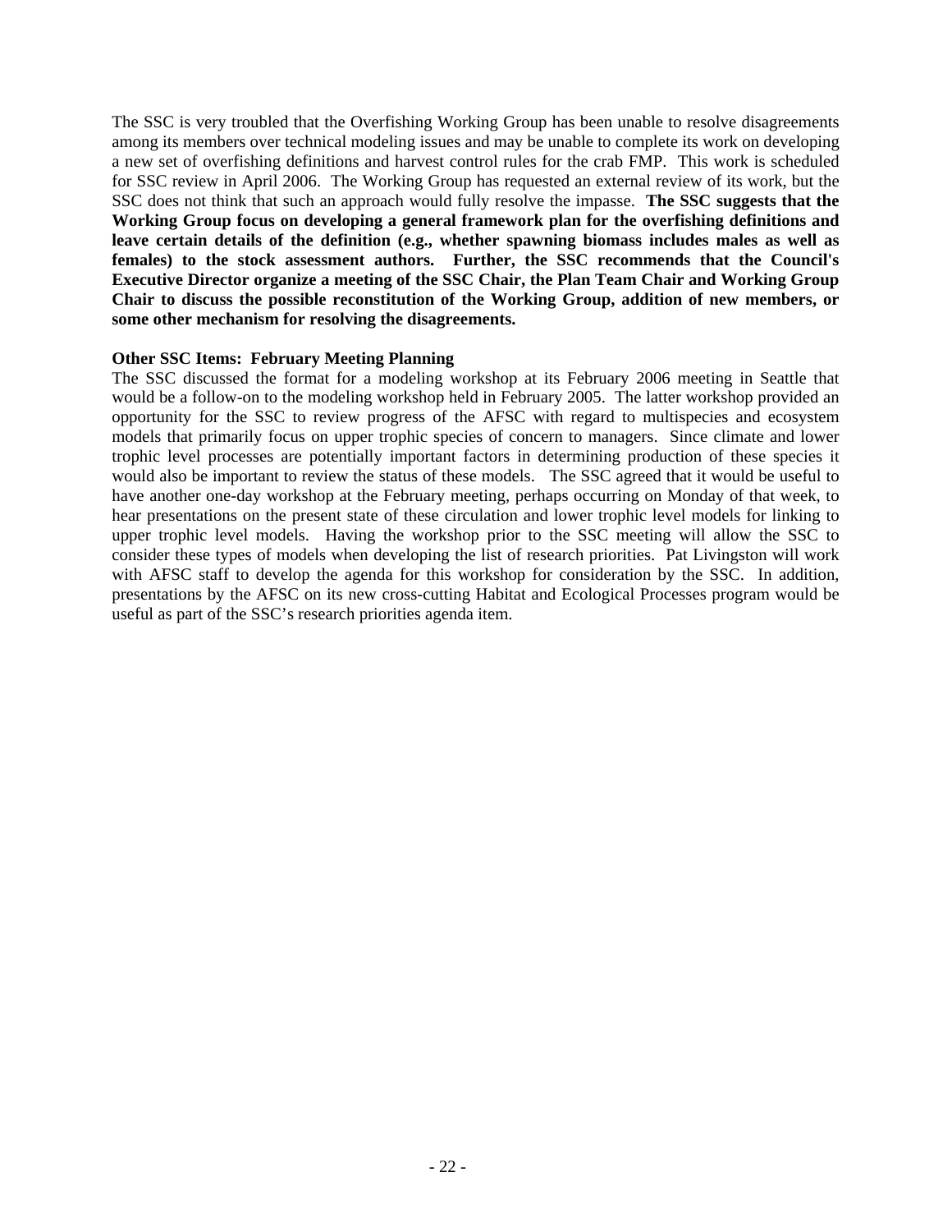The SSC is very troubled that the Overfishing Working Group has been unable to resolve disagreements among its members over technical modeling issues and may be unable to complete its work on developing a new set of overfishing definitions and harvest control rules for the crab FMP. This work is scheduled for SSC review in April 2006. The Working Group has requested an external review of its work, but the SSC does not think that such an approach would fully resolve the impasse. **The SSC suggests that the Working Group focus on developing a general framework plan for the overfishing definitions and leave certain details of the definition (e.g., whether spawning biomass includes males as well as females) to the stock assessment authors. Further, the SSC recommends that the Council's Executive Director organize a meeting of the SSC Chair, the Plan Team Chair and Working Group Chair to discuss the possible reconstitution of the Working Group, addition of new members, or some other mechanism for resolving the disagreements.**

**Other SSC Items: February Meeting Planning**

The SSC discussed the format for a modeling workshop at its February 2006 meeting in Seattle that would be a follow-on to the modeling workshop held in February 2005. The latter workshop provided an opportunity for the SSC to review progress of the AFSC with regard to multispecies and ecosystem models that primarily focus on upper trophic species of concern to managers. Since climate and lower trophic level processes are potentially important factors in determining production of these species it would also be important to review the status of these models. The SSC agreed that it would be useful to have another one-day workshop at the February meeting, perhaps occurring on Monday of that week, to hear presentations on the present state of these circulation and lower trophic level models for linking to upper trophic level models. Having the workshop prior to the SSC meeting will allow the SSC to consider these types of models when developing the list of research priorities. Pat Livingston will work with AFSC staff to develop the agenda for this workshop for consideration by the SSC. In addition, presentations by the AFSC on its new cross-cutting Habitat and Ecological Processes program would be useful as part of the SSC's research priorities agenda item.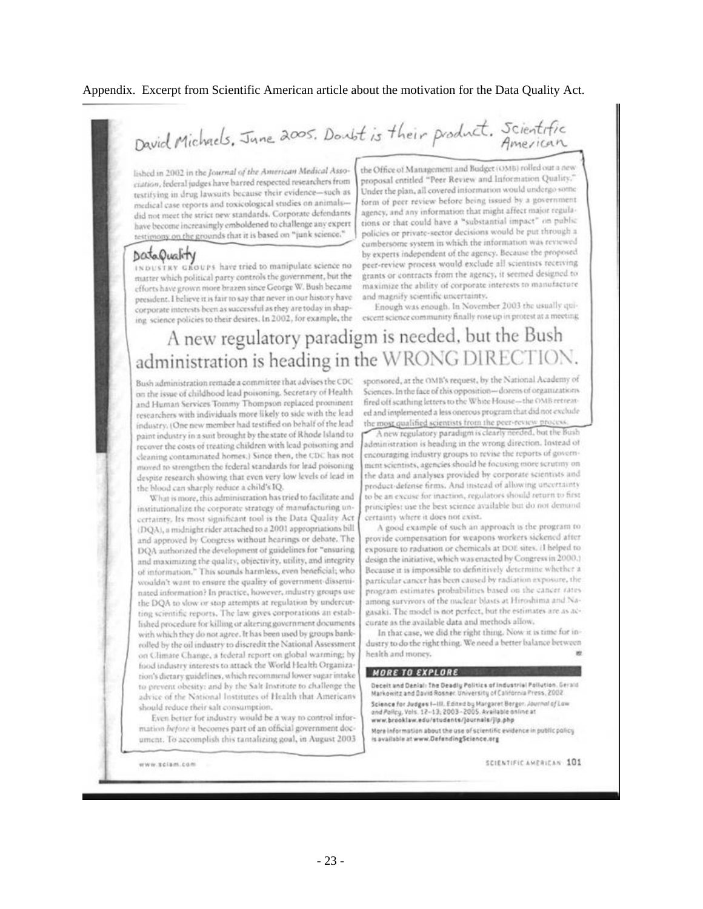Appendix. Excerpt from Scientific American article about the motivation for the Data Quality Act.

David Michaels, June 2005. Doubt is their product. Scientific American

lished in 2002 in the *Journal of the American Medical Association*, federal judges have barred respected researchers from testifying in drug lawsuits because their evidence—such as medical case reports and toxicological studies on animals—did not meet the strict new standards. Corporate defendants have become increasingly emboldened to challenge any expert testimony on the grounds that it is based on "junk science."

DataQuality

INDUSTRY GROUPS have tried to manipulate science no matter which political party controls the government, but the efforts have grown more brazen since George W. Bush became president. I believe it is fair to say that never in our history have corporate interests been as successful as they are today in shaping science policies to their desires. In 2002, for example, the Bush administration remade a committee that advises the CDC on the issue of childhood lead poisoning. Secretary of Health and Human Services Tommy Thompson replaced prominent researchers with individuals more likely to side with the lead industry. (One new member had testified on behalf of the lead paint industry in a suit brought by the state of Rhode Island to recover the costs of treating children with lead poisoning and cleaning contaminated homes.) Since then, the CDC has not moved to strengthen the federal standards for lead poisoning despite research showing that even very low levels of lead in the blood can sharply reduce a child's IQ.

What is more, this administration has tried to facilitate and institutionalize the corporate strategy of manufacturing uncertainty. Its most significant tool is the Data Quality Act (DQA), a midnight rider attached to a 2001 appropriations bill and approved by Congress without hearings or debate. The DQA authorized the development of guidelines for "ensuring and maximizing the quality, objectivity, utility, and integrity of information." This sounds harmless, even beneficial; who wouldn't want to ensure the quality of government-disseminated information? In practice, however, industry groups use the DQA to slow or stop attempts at regulation by undercutting scientific reports. The law gives corporations an established procedure for killing or altering government documents with which they do not agree. It has been used by groups bankrolled by the oil industry to discredit the National Assessment on Climate Change, a federal report on global warming; by food industry interests to attack the World Health Organization's dietary guidelines, which recommend lower sugar intake to prevent obesity; and by the Salt Institute to challenge the advice of the National Institutes of Health that Americans should reduce their salt consumption.

Even better for industry would be a way to control information *before* it becomes part of an official government document. To accomplish this tantalizing goal, in August 2003 the Office of Management and Budget (OMB) rolled out a new proposal entitled "Peer Review and Information Quality." Under the plan, all covered information would undergo some form of peer review before being issued by a government agency, and any information that might affect major regulations or that could have a "substantial impact" on public policies or private-sector decisions would be put through a cumbersome system in which the information was reviewed by experts independent of the agency. Because the proposed peer-review process would exclude all scientists receiving grants or contracts from the agency, it seemed designed to maximize the ability of corporate interests to manufacture and magnify scientific uncertainty.

Enough was enough. In November 2003 the usually quiescent science community finally rose up in protest at a meeting sponsored, at the OMB's request, by the National Academy of Sciences. In the face of this opposition—dozens of organizations fired off scathing letters to the White House—the OMB retreated and implemented a less onerous program that did not exclude the most qualified scientists from the peer-review process.

## A new regulatory paradigm is needed, but the Bush administration is heading in the WRONG DIRECTION.

A new regulatory paradigm is clearly needed, but the Bush administration is heading in the wrong direction. Instead of encouraging industry groups to revise the reports of government scientists, agencies should be focusing more scrutiny on the data and analyses provided by corporate scientists and product-defense firms. And instead of allowing uncertainty to be an excuse for inaction, regulators should return to first principles: use the best science available but do not demand certainty where it does not exist.

A good example of such an approach is the program to provide compensation for weapons workers sickened after exposure to radiation or chemicals at DOE sites. (I helped to design the initiative, which was enacted by Congress in 2000.) Because it is impossible to definitively determine whether a particular cancer has been caused by radiation exposure, the program estimates probabilities based on the cancer rates among survivors of the nuclear blasts at Hiroshima and Nagasaki. The model is not perfect, but the estimates are as accurate as the available data and methods allow.

In that case, we did the right thing. Now it is time for industry to do the right thing. We need a better balance between health and money.

### MORE TO EXPLORE

Deceit and Denial: The Deadly Politics of Industrial Pollution. Gerald Markowitz and David Rosner. University of California Press, 2002.

Science for Judges I–III. Edited by Margaret Berger. *Journal of Law and Policy*, Vols. 12–13; 2003–2005. Available online at www.brooklaw.edu/students/journals/jlp.php

More information about the use of scientific evidence in public policy is available at www.DefendingScience.org

www.sciam.com

SCIENTIFIC AMERICAN 101